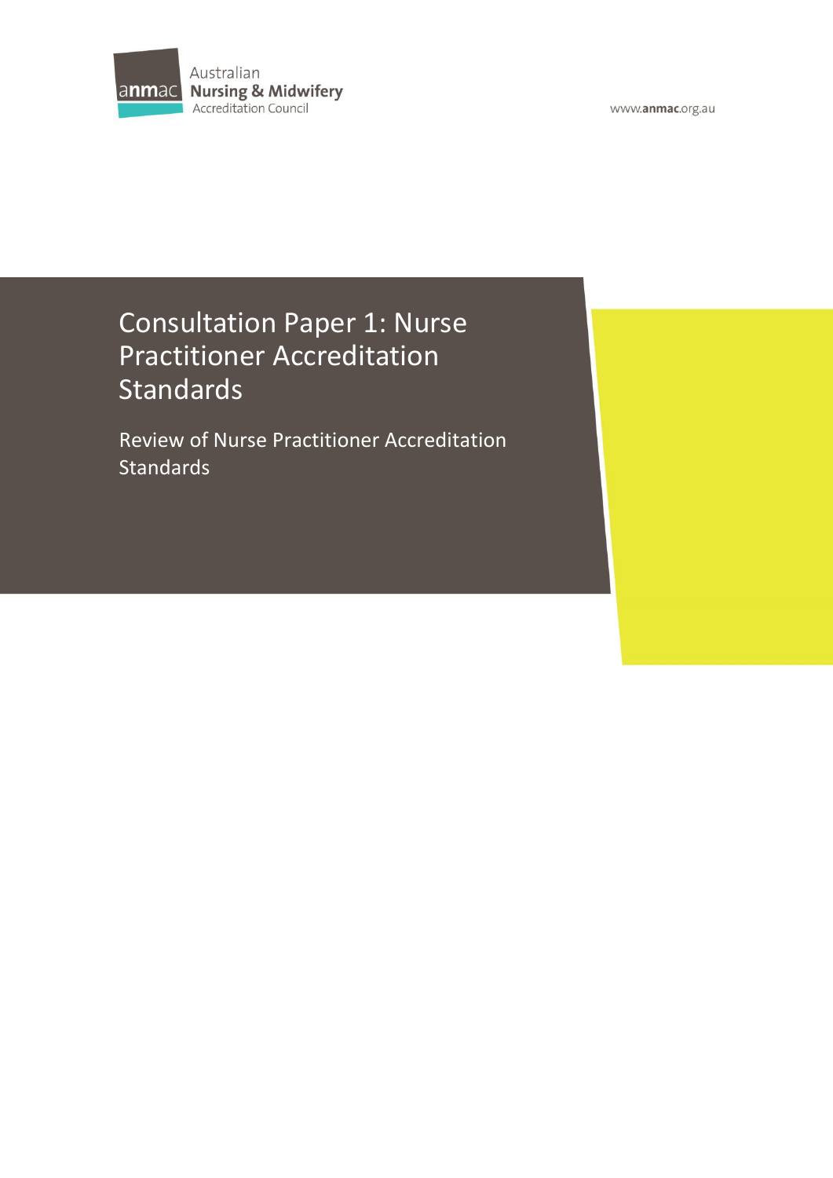Australian Nursing & Midwifery Accreditation Council

www.anmac.org.au

# Consultation Paper 1: Nurse Practitioner Accreditation Standards

## Review of Nurse Practitioner Accreditation Standards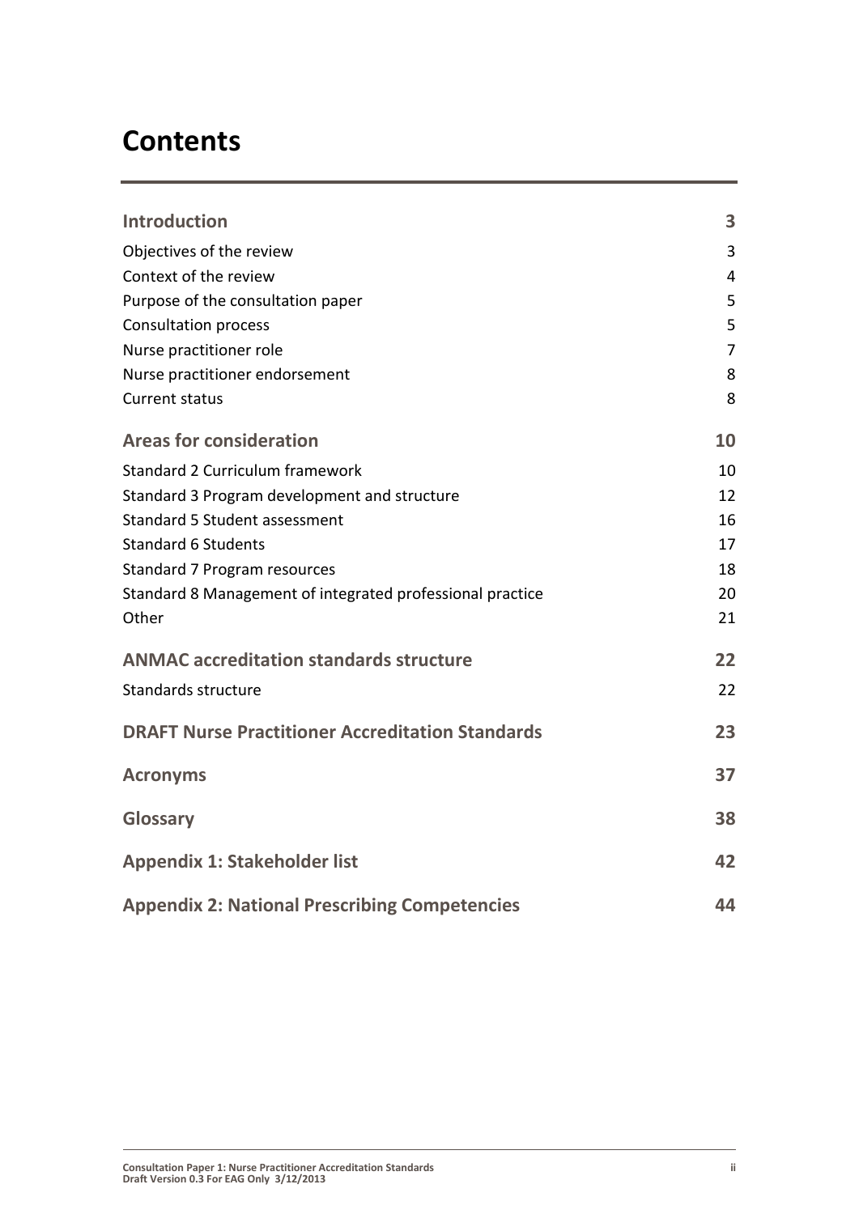# Contents

| | |
|---|---|
| **Introduction** | **3** |
| Objectives of the review | 3 |
| Context of the review | 4 |
| Purpose of the consultation paper | 5 |
| Consultation process | 5 |
| Nurse practitioner role | 7 |
| Nurse practitioner endorsement | 8 |
| Current status | 8 |
| **Areas for consideration** | **10** |
| Standard 2 Curriculum framework | 10 |
| Standard 3 Program development and structure | 12 |
| Standard 5 Student assessment | 16 |
| Standard 6 Students | 17 |
| Standard 7 Program resources | 18 |
| Standard 8 Management of integrated professional practice | 20 |
| Other | 21 |
| **ANMAC accreditation standards structure** | **22** |
| Standards structure | 22 |
| **DRAFT Nurse Practitioner Accreditation Standards** | **23** |
| **Acronyms** | **37** |
| **Glossary** | **38** |
| **Appendix 1: Stakeholder list** | **42** |
| **Appendix 2: National Prescribing Competencies** | **44** |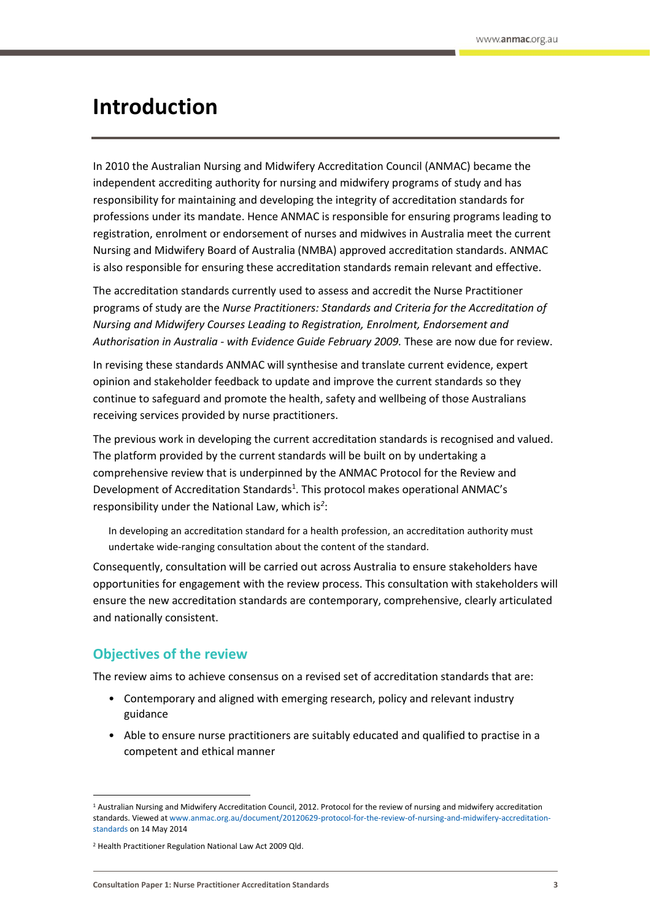# Introduction

In 2010 the Australian Nursing and Midwifery Accreditation Council (ANMAC) became the independent accrediting authority for nursing and midwifery programs of study and has responsibility for maintaining and developing the integrity of accreditation standards for professions under its mandate. Hence ANMAC is responsible for ensuring programs leading to registration, enrolment or endorsement of nurses and midwives in Australia meet the current Nursing and Midwifery Board of Australia (NMBA) approved accreditation standards. ANMAC is also responsible for ensuring these accreditation standards remain relevant and effective.

The accreditation standards currently used to assess and accredit the Nurse Practitioner programs of study are the *Nurse Practitioners: Standards and Criteria for the Accreditation of Nursing and Midwifery Courses Leading to Registration, Enrolment, Endorsement and Authorisation in Australia - with Evidence Guide February 2009.* These are now due for review.

In revising these standards ANMAC will synthesise and translate current evidence, expert opinion and stakeholder feedback to update and improve the current standards so they continue to safeguard and promote the health, safety and wellbeing of those Australians receiving services provided by nurse practitioners.

The previous work in developing the current accreditation standards is recognised and valued. The platform provided by the current standards will be built on by undertaking a comprehensive review that is underpinned by the ANMAC Protocol for the Review and Development of Accreditation Standards[1]. This protocol makes operational ANMAC's responsibility under the National Law, which is[2]:

> In developing an accreditation standard for a health profession, an accreditation authority must undertake wide-ranging consultation about the content of the standard.

Consequently, consultation will be carried out across Australia to ensure stakeholders have opportunities for engagement with the review process. This consultation with stakeholders will ensure the new accreditation standards are contemporary, comprehensive, clearly articulated and nationally consistent.

## Objectives of the review

The review aims to achieve consensus on a revised set of accreditation standards that are:

- Contemporary and aligned with emerging research, policy and relevant industry guidance
- Able to ensure nurse practitioners are suitably educated and qualified to practise in a competent and ethical manner

---

[1] Australian Nursing and Midwifery Accreditation Council, 2012. Protocol for the review of nursing and midwifery accreditation standards. Viewed at www.anmac.org.au/document/20120629-protocol-for-the-review-of-nursing-and-midwifery-accreditation-standards on 14 May 2014

[2] Health Practitioner Regulation National Law Act 2009 Qld.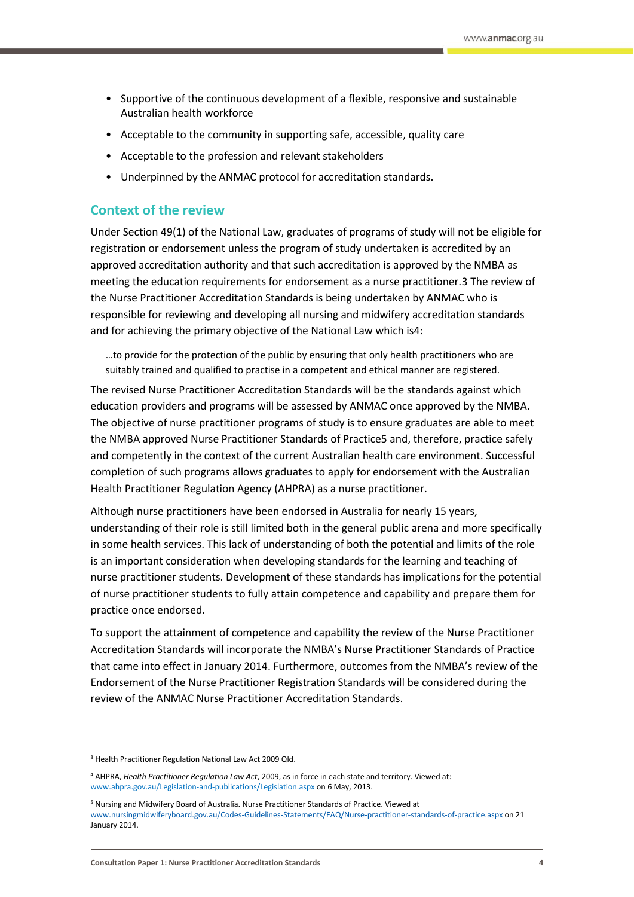- Supportive of the continuous development of a flexible, responsive and sustainable Australian health workforce
- Acceptable to the community in supporting safe, accessible, quality care
- Acceptable to the profession and relevant stakeholders
- Underpinned by the ANMAC protocol for accreditation standards.

## Context of the review

Under Section 49(1) of the National Law, graduates of programs of study will not be eligible for registration or endorsement unless the program of study undertaken is accredited by an approved accreditation authority and that such accreditation is approved by the NMBA as meeting the education requirements for endorsement as a nurse practitioner.[3] The review of the Nurse Practitioner Accreditation Standards is being undertaken by ANMAC who is responsible for reviewing and developing all nursing and midwifery accreditation standards and for achieving the primary objective of the National Law which is[4]:

> …to provide for the protection of the public by ensuring that only health practitioners who are suitably trained and qualified to practise in a competent and ethical manner are registered.

The revised Nurse Practitioner Accreditation Standards will be the standards against which education providers and programs will be assessed by ANMAC once approved by the NMBA. The objective of nurse practitioner programs of study is to ensure graduates are able to meet the NMBA approved Nurse Practitioner Standards of Practice[5] and, therefore, practice safely and competently in the context of the current Australian health care environment. Successful completion of such programs allows graduates to apply for endorsement with the Australian Health Practitioner Regulation Agency (AHPRA) as a nurse practitioner.

Although nurse practitioners have been endorsed in Australia for nearly 15 years, understanding of their role is still limited both in the general public arena and more specifically in some health services. This lack of understanding of both the potential and limits of the role is an important consideration when developing standards for the learning and teaching of nurse practitioner students. Development of these standards has implications for the potential of nurse practitioner students to fully attain competence and capability and prepare them for practice once endorsed.

To support the attainment of competence and capability the review of the Nurse Practitioner Accreditation Standards will incorporate the NMBA's Nurse Practitioner Standards of Practice that came into effect in January 2014. Furthermore, outcomes from the NMBA's review of the Endorsement of the Nurse Practitioner Registration Standards will be considered during the review of the ANMAC Nurse Practitioner Accreditation Standards.

---

[3] Health Practitioner Regulation National Law Act 2009 Qld.

[4] AHPRA, *Health Practitioner Regulation Law Act*, 2009, as in force in each state and territory. Viewed at: www.ahpra.gov.au/Legislation-and-publications/Legislation.aspx on 6 May, 2013.

[5] Nursing and Midwifery Board of Australia. Nurse Practitioner Standards of Practice. Viewed at www.nursingmidwiferyboard.gov.au/Codes-Guidelines-Statements/FAQ/Nurse-practitioner-standards-of-practice.aspx on 21 January 2014.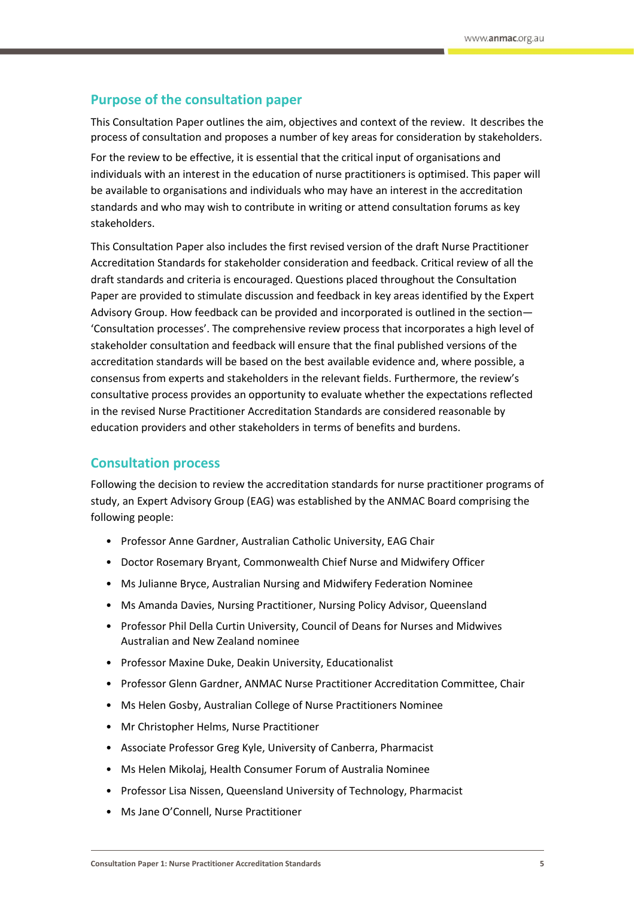## Purpose of the consultation paper

This Consultation Paper outlines the aim, objectives and context of the review. It describes the process of consultation and proposes a number of key areas for consideration by stakeholders.

For the review to be effective, it is essential that the critical input of organisations and individuals with an interest in the education of nurse practitioners is optimised. This paper will be available to organisations and individuals who may have an interest in the accreditation standards and who may wish to contribute in writing or attend consultation forums as key stakeholders.

This Consultation Paper also includes the first revised version of the draft Nurse Practitioner Accreditation Standards for stakeholder consideration and feedback. Critical review of all the draft standards and criteria is encouraged. Questions placed throughout the Consultation Paper are provided to stimulate discussion and feedback in key areas identified by the Expert Advisory Group. How feedback can be provided and incorporated is outlined in the section—'Consultation processes'. The comprehensive review process that incorporates a high level of stakeholder consultation and feedback will ensure that the final published versions of the accreditation standards will be based on the best available evidence and, where possible, a consensus from experts and stakeholders in the relevant fields. Furthermore, the review's consultative process provides an opportunity to evaluate whether the expectations reflected in the revised Nurse Practitioner Accreditation Standards are considered reasonable by education providers and other stakeholders in terms of benefits and burdens.

## Consultation process

Following the decision to review the accreditation standards for nurse practitioner programs of study, an Expert Advisory Group (EAG) was established by the ANMAC Board comprising the following people:

- Professor Anne Gardner, Australian Catholic University, EAG Chair
- Doctor Rosemary Bryant, Commonwealth Chief Nurse and Midwifery Officer
- Ms Julianne Bryce, Australian Nursing and Midwifery Federation Nominee
- Ms Amanda Davies, Nursing Practitioner, Nursing Policy Advisor, Queensland
- Professor Phil Della Curtin University, Council of Deans for Nurses and Midwives Australian and New Zealand nominee
- Professor Maxine Duke, Deakin University, Educationalist
- Professor Glenn Gardner, ANMAC Nurse Practitioner Accreditation Committee, Chair
- Ms Helen Gosby, Australian College of Nurse Practitioners Nominee
- Mr Christopher Helms, Nurse Practitioner
- Associate Professor Greg Kyle, University of Canberra, Pharmacist
- Ms Helen Mikolaj, Health Consumer Forum of Australia Nominee
- Professor Lisa Nissen, Queensland University of Technology, Pharmacist
- Ms Jane O'Connell, Nurse Practitioner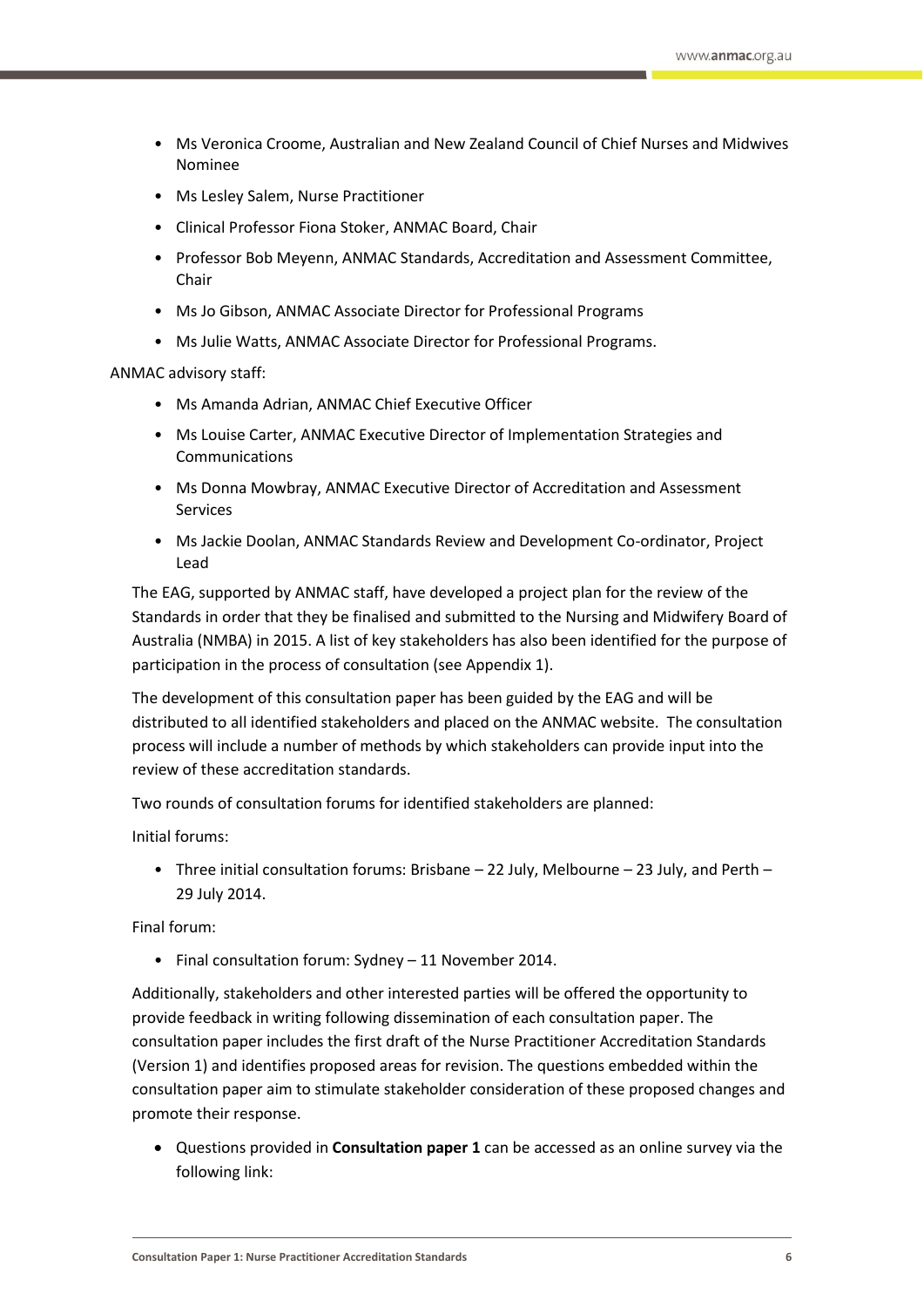- Ms Veronica Croome, Australian and New Zealand Council of Chief Nurses and Midwives Nominee
- Ms Lesley Salem, Nurse Practitioner
- Clinical Professor Fiona Stoker, ANMAC Board, Chair
- Professor Bob Meyenn, ANMAC Standards, Accreditation and Assessment Committee, Chair
- Ms Jo Gibson, ANMAC Associate Director for Professional Programs
- Ms Julie Watts, ANMAC Associate Director for Professional Programs.

ANMAC advisory staff:

- Ms Amanda Adrian, ANMAC Chief Executive Officer
- Ms Louise Carter, ANMAC Executive Director of Implementation Strategies and Communications
- Ms Donna Mowbray, ANMAC Executive Director of Accreditation and Assessment Services
- Ms Jackie Doolan, ANMAC Standards Review and Development Co-ordinator, Project Lead

The EAG, supported by ANMAC staff, have developed a project plan for the review of the Standards in order that they be finalised and submitted to the Nursing and Midwifery Board of Australia (NMBA) in 2015. A list of key stakeholders has also been identified for the purpose of participation in the process of consultation (see Appendix 1).

The development of this consultation paper has been guided by the EAG and will be distributed to all identified stakeholders and placed on the ANMAC website. The consultation process will include a number of methods by which stakeholders can provide input into the review of these accreditation standards.

Two rounds of consultation forums for identified stakeholders are planned:

Initial forums:

- Three initial consultation forums: Brisbane – 22 July, Melbourne – 23 July, and Perth – 29 July 2014.

Final forum:

- Final consultation forum: Sydney – 11 November 2014.

Additionally, stakeholders and other interested parties will be offered the opportunity to provide feedback in writing following dissemination of each consultation paper. The consultation paper includes the first draft of the Nurse Practitioner Accreditation Standards (Version 1) and identifies proposed areas for revision. The questions embedded within the consultation paper aim to stimulate stakeholder consideration of these proposed changes and promote their response.

- Questions provided in **Consultation paper 1** can be accessed as an online survey via the following link: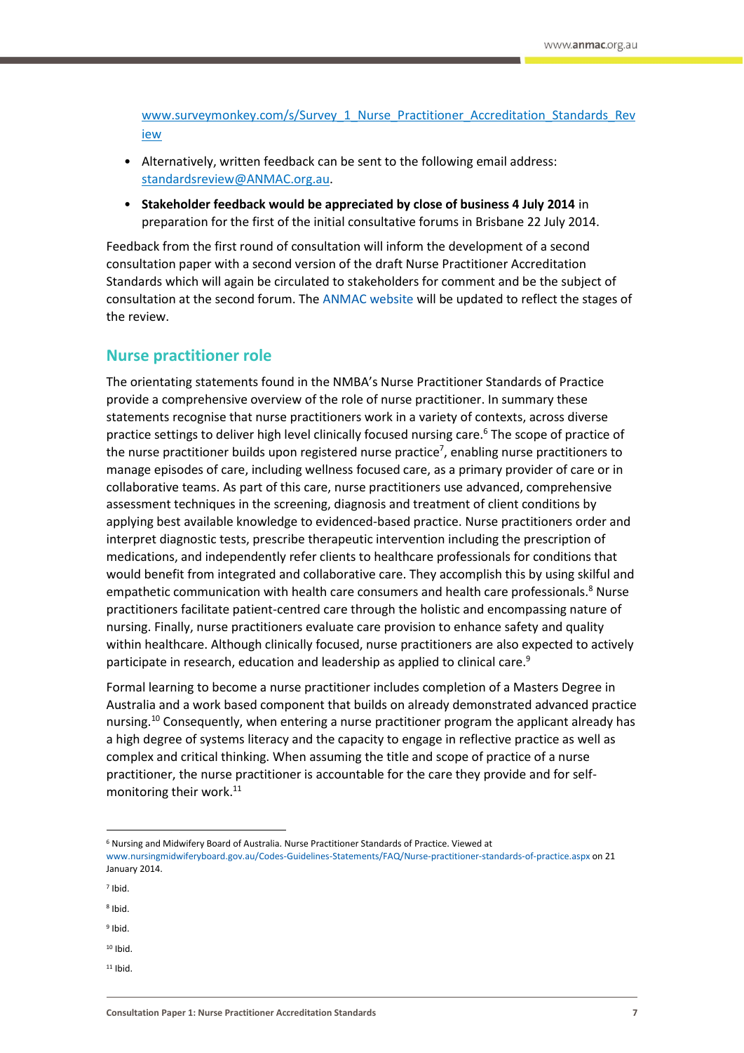www.surveymonkey.com/s/Survey_1_Nurse_Practitioner_Accreditation_Standards_Review

- Alternatively, written feedback can be sent to the following email address: standardsreview@ANMAC.org.au.
- **Stakeholder feedback would be appreciated by close of business 4 July 2014** in preparation for the first of the initial consultative forums in Brisbane 22 July 2014.

Feedback from the first round of consultation will inform the development of a second consultation paper with a second version of the draft Nurse Practitioner Accreditation Standards which will again be circulated to stakeholders for comment and be the subject of consultation at the second forum. The ANMAC website will be updated to reflect the stages of the review.

## Nurse practitioner role

The orientating statements found in the NMBA's Nurse Practitioner Standards of Practice provide a comprehensive overview of the role of nurse practitioner. In summary these statements recognise that nurse practitioners work in a variety of contexts, across diverse practice settings to deliver high level clinically focused nursing care.[6] The scope of practice of the nurse practitioner builds upon registered nurse practice[7], enabling nurse practitioners to manage episodes of care, including wellness focused care, as a primary provider of care or in collaborative teams. As part of this care, nurse practitioners use advanced, comprehensive assessment techniques in the screening, diagnosis and treatment of client conditions by applying best available knowledge to evidenced-based practice. Nurse practitioners order and interpret diagnostic tests, prescribe therapeutic intervention including the prescription of medications, and independently refer clients to healthcare professionals for conditions that would benefit from integrated and collaborative care. They accomplish this by using skilful and empathetic communication with health care consumers and health care professionals.[8] Nurse practitioners facilitate patient-centred care through the holistic and encompassing nature of nursing. Finally, nurse practitioners evaluate care provision to enhance safety and quality within healthcare. Although clinically focused, nurse practitioners are also expected to actively participate in research, education and leadership as applied to clinical care.[9]

Formal learning to become a nurse practitioner includes completion of a Masters Degree in Australia and a work based component that builds on already demonstrated advanced practice nursing.[10] Consequently, when entering a nurse practitioner program the applicant already has a high degree of systems literacy and the capacity to engage in reflective practice as well as complex and critical thinking. When assuming the title and scope of practice of a nurse practitioner, the nurse practitioner is accountable for the care they provide and for self-monitoring their work.[11]

---

[6] Nursing and Midwifery Board of Australia. Nurse Practitioner Standards of Practice. Viewed at www.nursingmidwiferyboard.gov.au/Codes-Guidelines-Statements/FAQ/Nurse-practitioner-standards-of-practice.aspx on 21 January 2014.

[7] Ibid.

[8] Ibid.

[9] Ibid.

[10] Ibid.

[11] Ibid.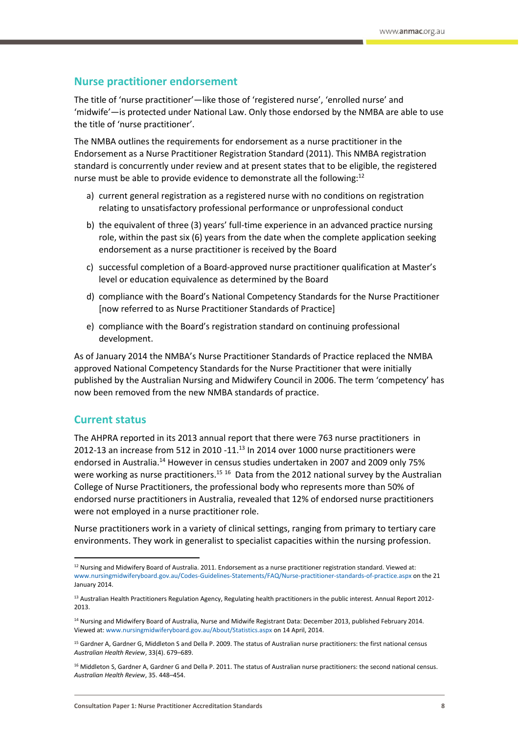## Nurse practitioner endorsement

The title of 'nurse practitioner'—like those of 'registered nurse', 'enrolled nurse' and 'midwife'—is protected under National Law. Only those endorsed by the NMBA are able to use the title of 'nurse practitioner'.

The NMBA outlines the requirements for endorsement as a nurse practitioner in the Endorsement as a Nurse Practitioner Registration Standard (2011). This NMBA registration standard is concurrently under review and at present states that to be eligible, the registered nurse must be able to provide evidence to demonstrate all the following:[12]

a) current general registration as a registered nurse with no conditions on registration relating to unsatisfactory professional performance or unprofessional conduct

b) the equivalent of three (3) years' full-time experience in an advanced practice nursing role, within the past six (6) years from the date when the complete application seeking endorsement as a nurse practitioner is received by the Board

c) successful completion of a Board-approved nurse practitioner qualification at Master's level or education equivalence as determined by the Board

d) compliance with the Board's National Competency Standards for the Nurse Practitioner [now referred to as Nurse Practitioner Standards of Practice]

e) compliance with the Board's registration standard on continuing professional development.

As of January 2014 the NMBA's Nurse Practitioner Standards of Practice replaced the NMBA approved National Competency Standards for the Nurse Practitioner that were initially published by the Australian Nursing and Midwifery Council in 2006. The term 'competency' has now been removed from the new NMBA standards of practice.

## Current status

The AHPRA reported in its 2013 annual report that there were 763 nurse practitioners in 2012-13 an increase from 512 in 2010 -11.[13] In 2014 over 1000 nurse practitioners were endorsed in Australia.[14] However in census studies undertaken in 2007 and 2009 only 75% were working as nurse practitioners.[15] [16] Data from the 2012 national survey by the Australian College of Nurse Practitioners, the professional body who represents more than 50% of endorsed nurse practitioners in Australia, revealed that 12% of endorsed nurse practitioners were not employed in a nurse practitioner role.

Nurse practitioners work in a variety of clinical settings, ranging from primary to tertiary care environments. They work in generalist to specialist capacities within the nursing profession.

---

[12] Nursing and Midwifery Board of Australia. 2011. Endorsement as a nurse practitioner registration standard. Viewed at: www.nursingmidwiferyboard.gov.au/Codes-Guidelines-Statements/FAQ/Nurse-practitioner-standards-of-practice.aspx on the 21 January 2014.

[13] Australian Health Practitioners Regulation Agency, Regulating health practitioners in the public interest. Annual Report 2012-2013.

[14] Nursing and Midwifery Board of Australia, Nurse and Midwife Registrant Data: December 2013, published February 2014. Viewed at: www.nursingmidwiferyboard.gov.au/About/Statistics.aspx on 14 April, 2014.

[15] Gardner A, Gardner G, Middleton S and Della P. 2009. The status of Australian nurse practitioners: the first national census *Australian Health Review*, 33(4). 679–689.

[16] Middleton S, Gardner A, Gardner G and Della P. 2011. The status of Australian nurse practitioners: the second national census. *Australian Health Review*, 35. 448–454.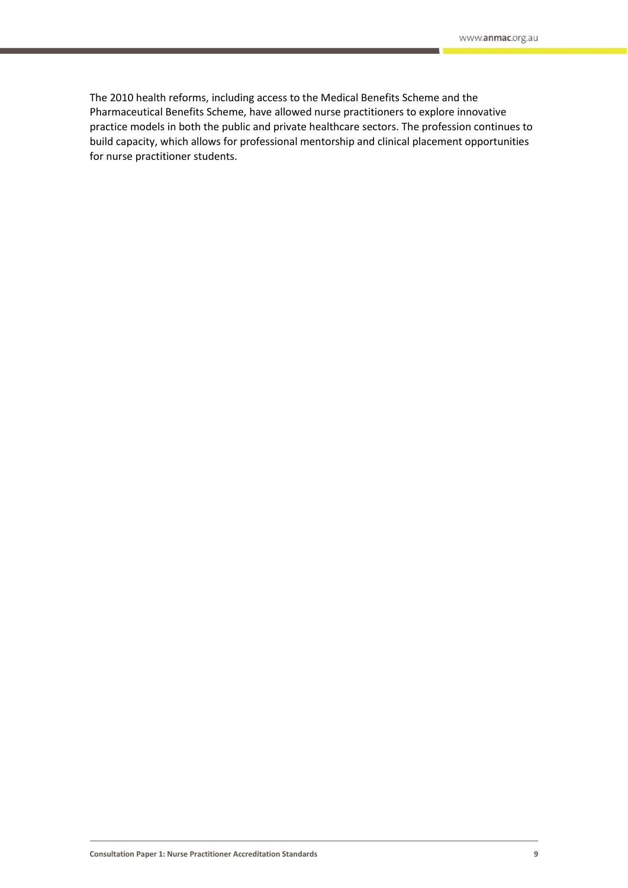The 2010 health reforms, including access to the Medical Benefits Scheme and the Pharmaceutical Benefits Scheme, have allowed nurse practitioners to explore innovative practice models in both the public and private healthcare sectors. The profession continues to build capacity, which allows for professional mentorship and clinical placement opportunities for nurse practitioner students.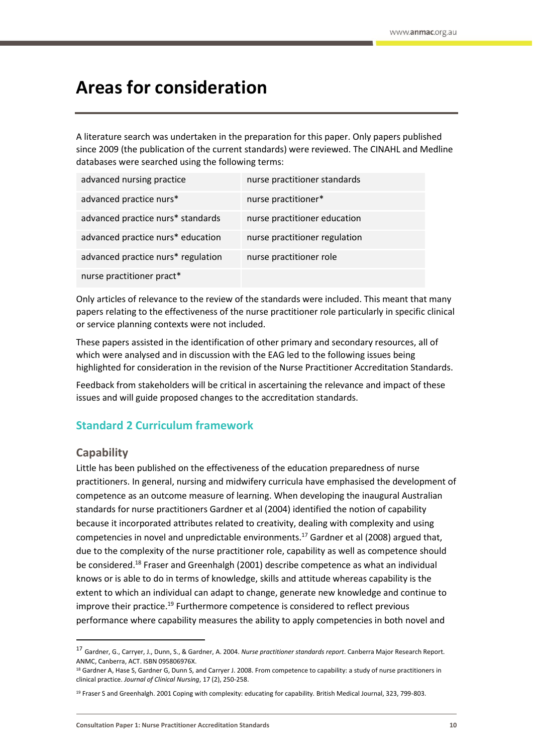# Areas for consideration

A literature search was undertaken in the preparation for this paper. Only papers published since 2009 (the publication of the current standards) were reviewed. The CINAHL and Medline databases were searched using the following terms:

| | |
|---|---|
| advanced nursing practice | nurse practitioner standards |
| advanced practice nurs* | nurse practitioner* |
| advanced practice nurs* standards | nurse practitioner education |
| advanced practice nurs* education | nurse practitioner regulation |
| advanced practice nurs* regulation | nurse practitioner role |
| nurse practitioner pract* | |

Only articles of relevance to the review of the standards were included. This meant that many papers relating to the effectiveness of the nurse practitioner role particularly in specific clinical or service planning contexts were not included.

These papers assisted in the identification of other primary and secondary resources, all of which were analysed and in discussion with the EAG led to the following issues being highlighted for consideration in the revision of the Nurse Practitioner Accreditation Standards.

Feedback from stakeholders will be critical in ascertaining the relevance and impact of these issues and will guide proposed changes to the accreditation standards.

## Standard 2 Curriculum framework

### Capability

Little has been published on the effectiveness of the education preparedness of nurse practitioners. In general, nursing and midwifery curricula have emphasised the development of competence as an outcome measure of learning. When developing the inaugural Australian standards for nurse practitioners Gardner et al (2004) identified the notion of capability because it incorporated attributes related to creativity, dealing with complexity and using competencies in novel and unpredictable environments.[17] Gardner et al (2008) argued that, due to the complexity of the nurse practitioner role, capability as well as competence should be considered.[18] Fraser and Greenhalgh (2001) describe competence as what an individual knows or is able to do in terms of knowledge, skills and attitude whereas capability is the extent to which an individual can adapt to change, generate new knowledge and continue to improve their practice.[19] Furthermore competence is considered to reflect previous performance where capability measures the ability to apply competencies in both novel and

---

[17] Gardner, G., Carryer, J., Dunn, S., & Gardner, A. 2004. *Nurse practitioner standards report*. Canberra Major Research Report. ANMC, Canberra, ACT. ISBN 095806976X.

[18] Gardner A, Hase S, Gardner G, Dunn S, and Carryer J. 2008. From competence to capability: a study of nurse practitioners in clinical practice. *Journal of Clinical Nursing*, 17 (2), 250-258.

[19] Fraser S and Greenhalgh. 2001 Coping with complexity: educating for capability. British Medical Journal, 323, 799-803.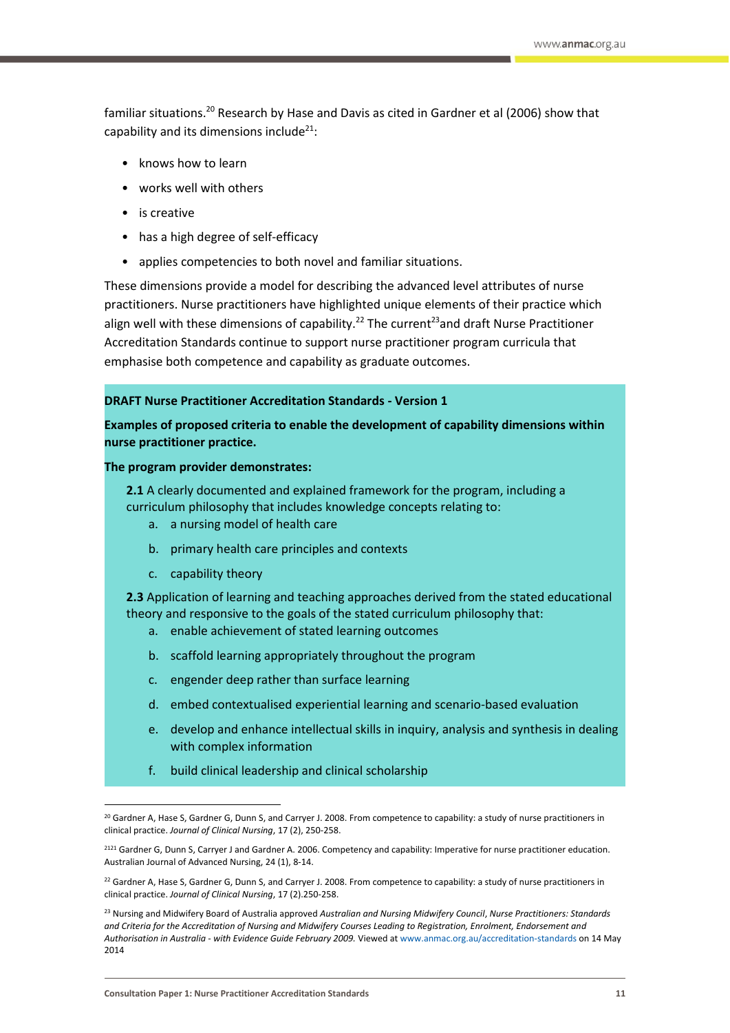familiar situations.[20] Research by Hase and Davis as cited in Gardner et al (2006) show that capability and its dimensions include[21]:

- knows how to learn
- works well with others
- is creative
- has a high degree of self-efficacy
- applies competencies to both novel and familiar situations.

These dimensions provide a model for describing the advanced level attributes of nurse practitioners. Nurse practitioners have highlighted unique elements of their practice which align well with these dimensions of capability.[22] The current[23]and draft Nurse Practitioner Accreditation Standards continue to support nurse practitioner program curricula that emphasise both competence and capability as graduate outcomes.

**DRAFT Nurse Practitioner Accreditation Standards - Version 1**

**Examples of proposed criteria to enable the development of capability dimensions within nurse practitioner practice.**

**The program provider demonstrates:**

**2.1** A clearly documented and explained framework for the program, including a curriculum philosophy that includes knowledge concepts relating to:

a. a nursing model of health care

b. primary health care principles and contexts

c. capability theory

**2.3** Application of learning and teaching approaches derived from the stated educational theory and responsive to the goals of the stated curriculum philosophy that:

a. enable achievement of stated learning outcomes

b. scaffold learning appropriately throughout the program

c. engender deep rather than surface learning

d. embed contextualised experiential learning and scenario-based evaluation

e. develop and enhance intellectual skills in inquiry, analysis and synthesis in dealing with complex information

f. build clinical leadership and clinical scholarship

---

[20] Gardner A, Hase S, Gardner G, Dunn S, and Carryer J. 2008. From competence to capability: a study of nurse practitioners in clinical practice. *Journal of Clinical Nursing*, 17 (2), 250-258.

[2121] Gardner G, Dunn S, Carryer J and Gardner A. 2006. Competency and capability: Imperative for nurse practitioner education. Australian Journal of Advanced Nursing, 24 (1), 8-14.

[22] Gardner A, Hase S, Gardner G, Dunn S, and Carryer J. 2008. From competence to capability: a study of nurse practitioners in clinical practice. *Journal of Clinical Nursing*, 17 (2).250-258.

[23] Nursing and Midwifery Board of Australia approved *Australian and Nursing Midwifery Council*, *Nurse Practitioners: Standards and Criteria for the Accreditation of Nursing and Midwifery Courses Leading to Registration, Enrolment, Endorsement and Authorisation in Australia - with Evidence Guide February 2009.* Viewed at www.anmac.org.au/accreditation-standards on 14 May 2014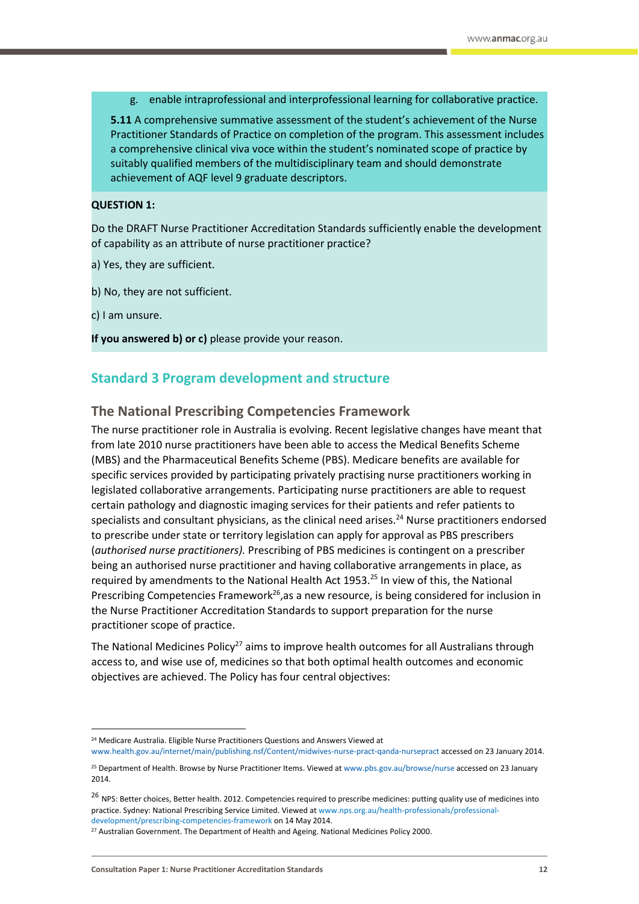g. enable intraprofessional and interprofessional learning for collaborative practice.

**5.11** A comprehensive summative assessment of the student's achievement of the Nurse Practitioner Standards of Practice on completion of the program. This assessment includes a comprehensive clinical viva voce within the student's nominated scope of practice by suitably qualified members of the multidisciplinary team and should demonstrate achievement of AQF level 9 graduate descriptors.

**QUESTION 1:**

Do the DRAFT Nurse Practitioner Accreditation Standards sufficiently enable the development of capability as an attribute of nurse practitioner practice?

a) Yes, they are sufficient.

b) No, they are not sufficient.

c) I am unsure.

**If you answered b) or c)** please provide your reason.

## Standard 3 Program development and structure

### The National Prescribing Competencies Framework

The nurse practitioner role in Australia is evolving. Recent legislative changes have meant that from late 2010 nurse practitioners have been able to access the Medical Benefits Scheme (MBS) and the Pharmaceutical Benefits Scheme (PBS). Medicare benefits are available for specific services provided by participating privately practising nurse practitioners working in legislated collaborative arrangements. Participating nurse practitioners are able to request certain pathology and diagnostic imaging services for their patients and refer patients to specialists and consultant physicians, as the clinical need arises.[24] Nurse practitioners endorsed to prescribe under state or territory legislation can apply for approval as PBS prescribers (*authorised nurse practitioners).* Prescribing of PBS medicines is contingent on a prescriber being an authorised nurse practitioner and having collaborative arrangements in place, as required by amendments to the National Health Act 1953.[25] In view of this, the National Prescribing Competencies Framework[26],as a new resource, is being considered for inclusion in the Nurse Practitioner Accreditation Standards to support preparation for the nurse practitioner scope of practice.

The National Medicines Policy[27] aims to improve health outcomes for all Australians through access to, and wise use of, medicines so that both optimal health outcomes and economic objectives are achieved. The Policy has four central objectives:

---

[24] Medicare Australia. Eligible Nurse Practitioners Questions and Answers Viewed at www.health.gov.au/internet/main/publishing.nsf/Content/midwives-nurse-pract-qanda-nursepract accessed on 23 January 2014.

[25] Department of Health. Browse by Nurse Practitioner Items. Viewed at www.pbs.gov.au/browse/nurse accessed on 23 January 2014.

[26] NPS: Better choices, Better health. 2012. Competencies required to prescribe medicines: putting quality use of medicines into practice. Sydney: National Prescribing Service Limited. Viewed at www.nps.org.au/health-professionals/professional-development/prescribing-competencies-framework on 14 May 2014.

[27] Australian Government. The Department of Health and Ageing. National Medicines Policy 2000.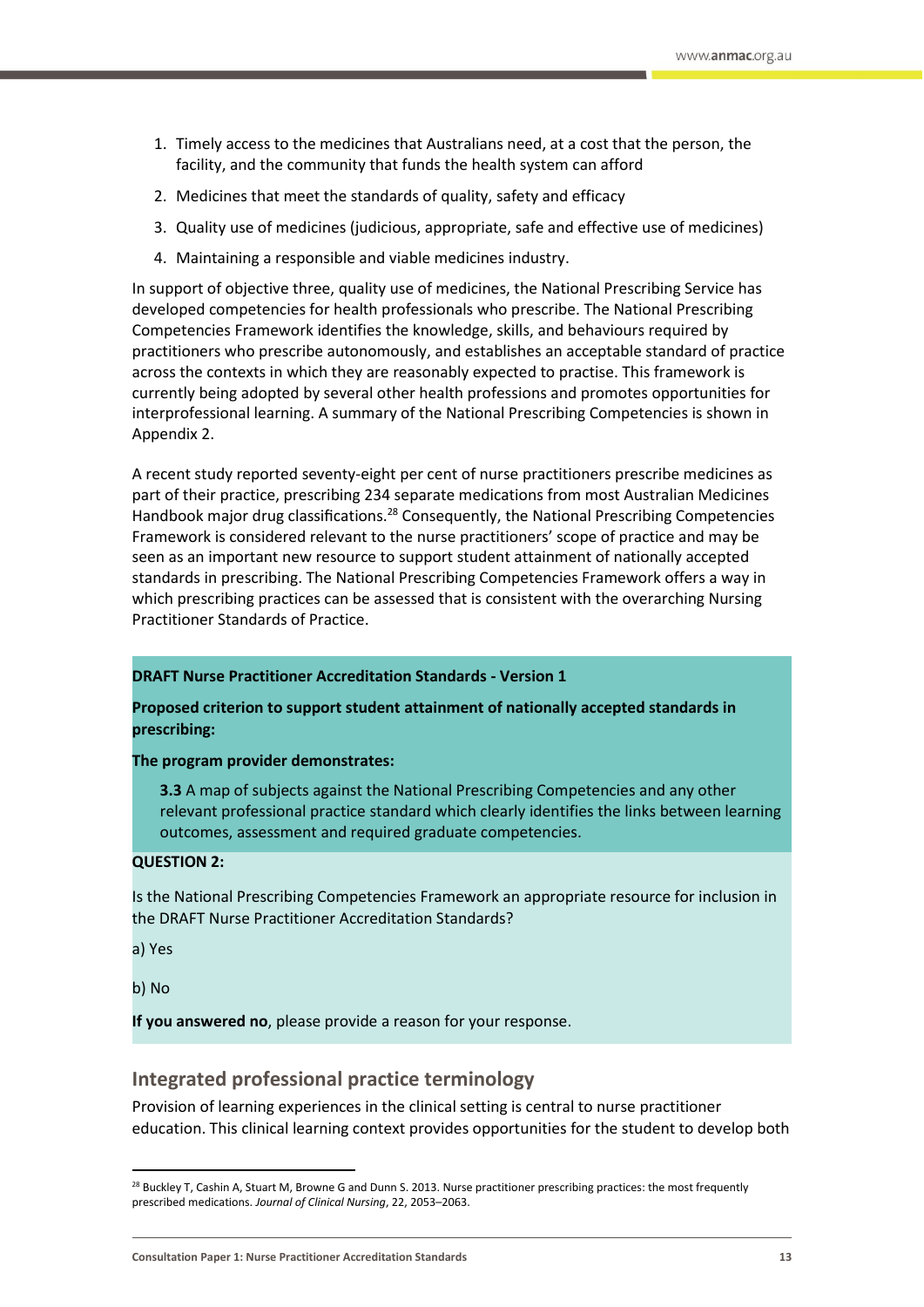1. Timely access to the medicines that Australians need, at a cost that the person, the facility, and the community that funds the health system can afford
2. Medicines that meet the standards of quality, safety and efficacy
3. Quality use of medicines (judicious, appropriate, safe and effective use of medicines)
4. Maintaining a responsible and viable medicines industry.

In support of objective three, quality use of medicines, the National Prescribing Service has developed competencies for health professionals who prescribe. The National Prescribing Competencies Framework identifies the knowledge, skills, and behaviours required by practitioners who prescribe autonomously, and establishes an acceptable standard of practice across the contexts in which they are reasonably expected to practise. This framework is currently being adopted by several other health professions and promotes opportunities for interprofessional learning. A summary of the National Prescribing Competencies is shown in Appendix 2.

A recent study reported seventy-eight per cent of nurse practitioners prescribe medicines as part of their practice, prescribing 234 separate medications from most Australian Medicines Handbook major drug classifications.[28] Consequently, the National Prescribing Competencies Framework is considered relevant to the nurse practitioners' scope of practice and may be seen as an important new resource to support student attainment of nationally accepted standards in prescribing. The National Prescribing Competencies Framework offers a way in which prescribing practices can be assessed that is consistent with the overarching Nursing Practitioner Standards of Practice.

**DRAFT Nurse Practitioner Accreditation Standards - Version 1**

**Proposed criterion to support student attainment of nationally accepted standards in prescribing:**

**The program provider demonstrates:**

> **3.3** A map of subjects against the National Prescribing Competencies and any other relevant professional practice standard which clearly identifies the links between learning outcomes, assessment and required graduate competencies.

**QUESTION 2:**

Is the National Prescribing Competencies Framework an appropriate resource for inclusion in the DRAFT Nurse Practitioner Accreditation Standards?

a) Yes

b) No

**If you answered no**, please provide a reason for your response.

## Integrated professional practice terminology

Provision of learning experiences in the clinical setting is central to nurse practitioner education. This clinical learning context provides opportunities for the student to develop both

---

[28] Buckley T, Cashin A, Stuart M, Browne G and Dunn S. 2013. Nurse practitioner prescribing practices: the most frequently prescribed medications. *Journal of Clinical Nursing*, 22, 2053–2063.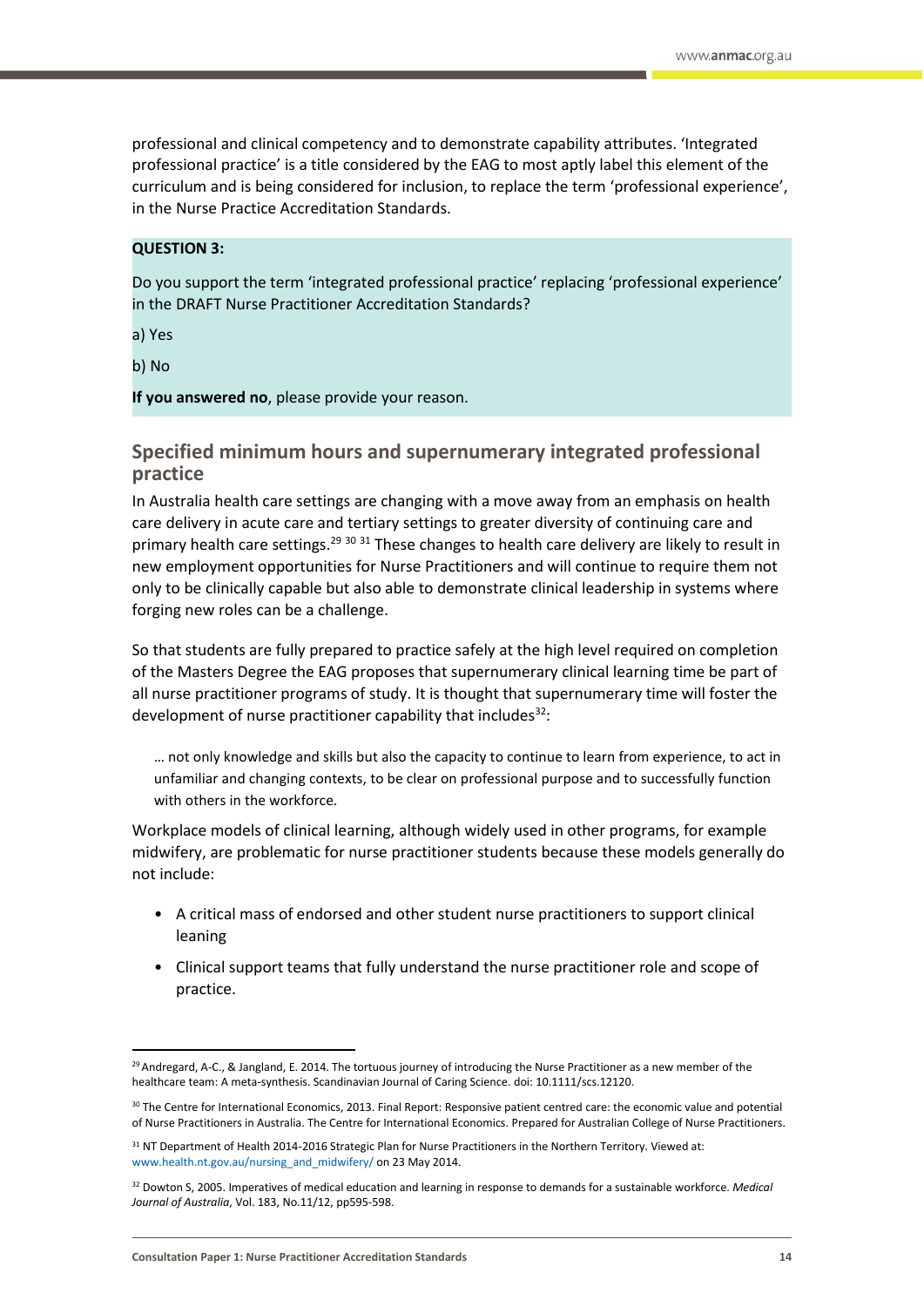professional and clinical competency and to demonstrate capability attributes. 'Integrated professional practice' is a title considered by the EAG to most aptly label this element of the curriculum and is being considered for inclusion, to replace the term 'professional experience', in the Nurse Practice Accreditation Standards.

**QUESTION 3:**

Do you support the term 'integrated professional practice' replacing 'professional experience' in the DRAFT Nurse Practitioner Accreditation Standards?

a) Yes

b) No

**If you answered no**, please provide your reason.

## Specified minimum hours and supernumerary integrated professional practice

In Australia health care settings are changing with a move away from an emphasis on health care delivery in acute care and tertiary settings to greater diversity of continuing care and primary health care settings.[29] [30] [31] These changes to health care delivery are likely to result in new employment opportunities for Nurse Practitioners and will continue to require them not only to be clinically capable but also able to demonstrate clinical leadership in systems where forging new roles can be a challenge.

So that students are fully prepared to practice safely at the high level required on completion of the Masters Degree the EAG proposes that supernumerary clinical learning time be part of all nurse practitioner programs of study. It is thought that supernumerary time will foster the development of nurse practitioner capability that includes[32]:

> … not only knowledge and skills but also the capacity to continue to learn from experience, to act in unfamiliar and changing contexts, to be clear on professional purpose and to successfully function with others in the workforce.

Workplace models of clinical learning, although widely used in other programs, for example midwifery, are problematic for nurse practitioner students because these models generally do not include:

- A critical mass of endorsed and other student nurse practitioners to support clinical leaning
- Clinical support teams that fully understand the nurse practitioner role and scope of practice.

---

[29] Andregard, A-C., & Jangland, E. 2014. The tortuous journey of introducing the Nurse Practitioner as a new member of the healthcare team: A meta-synthesis. Scandinavian Journal of Caring Science. doi: 10.1111/scs.12120.

[30] The Centre for International Economics, 2013. Final Report: Responsive patient centred care: the economic value and potential of Nurse Practitioners in Australia. The Centre for International Economics. Prepared for Australian College of Nurse Practitioners.

[31] NT Department of Health 2014-2016 Strategic Plan for Nurse Practitioners in the Northern Territory. Viewed at: www.health.nt.gov.au/nursing_and_midwifery/ on 23 May 2014.

[32] Dowton S, 2005. Imperatives of medical education and learning in response to demands for a sustainable workforce. *Medical Journal of Australia*, Vol. 183, No.11/12, pp595-598.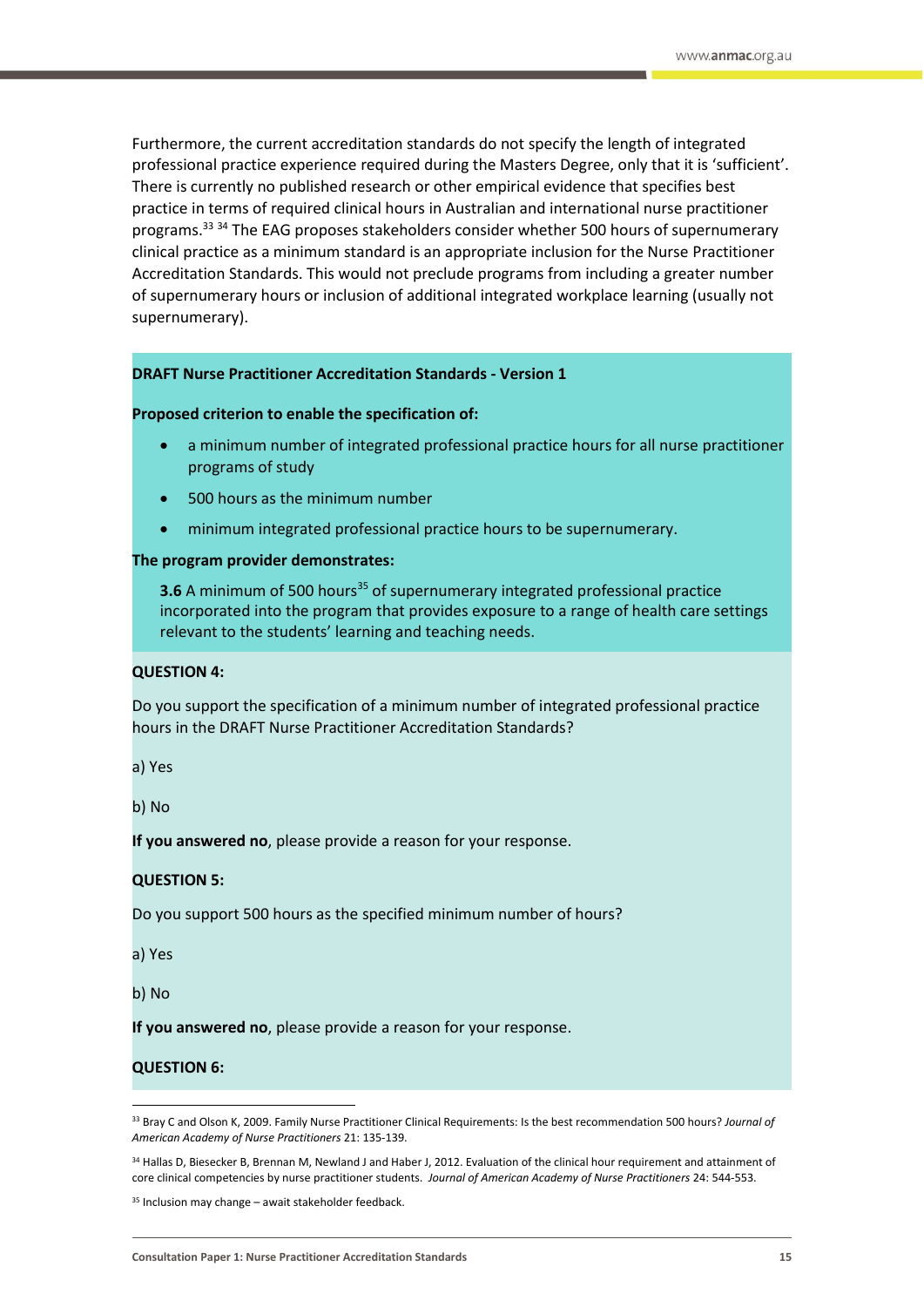Furthermore, the current accreditation standards do not specify the length of integrated professional practice experience required during the Masters Degree, only that it is 'sufficient'. There is currently no published research or other empirical evidence that specifies best practice in terms of required clinical hours in Australian and international nurse practitioner programs.[33] [34] The EAG proposes stakeholders consider whether 500 hours of supernumerary clinical practice as a minimum standard is an appropriate inclusion for the Nurse Practitioner Accreditation Standards. This would not preclude programs from including a greater number of supernumerary hours or inclusion of additional integrated workplace learning (usually not supernumerary).

**DRAFT Nurse Practitioner Accreditation Standards - Version 1**

**Proposed criterion to enable the specification of:**

- a minimum number of integrated professional practice hours for all nurse practitioner programs of study
- 500 hours as the minimum number
- minimum integrated professional practice hours to be supernumerary.

**The program provider demonstrates:**

**3.6** A minimum of 500 hours[35] of supernumerary integrated professional practice incorporated into the program that provides exposure to a range of health care settings relevant to the students' learning and teaching needs.

**QUESTION 4:**

Do you support the specification of a minimum number of integrated professional practice hours in the DRAFT Nurse Practitioner Accreditation Standards?

a) Yes

b) No

**If you answered no**, please provide a reason for your response.

**QUESTION 5:**

Do you support 500 hours as the specified minimum number of hours?

a) Yes

b) No

**If you answered no**, please provide a reason for your response.

**QUESTION 6:**

---

[33] Bray C and Olson K, 2009. Family Nurse Practitioner Clinical Requirements: Is the best recommendation 500 hours? *Journal of American Academy of Nurse Practitioners* 21: 135-139.

[34] Hallas D, Biesecker B, Brennan M, Newland J and Haber J, 2012. Evaluation of the clinical hour requirement and attainment of core clinical competencies by nurse practitioner students. *Journal of American Academy of Nurse Practitioners* 24: 544-553.

[35] Inclusion may change – await stakeholder feedback.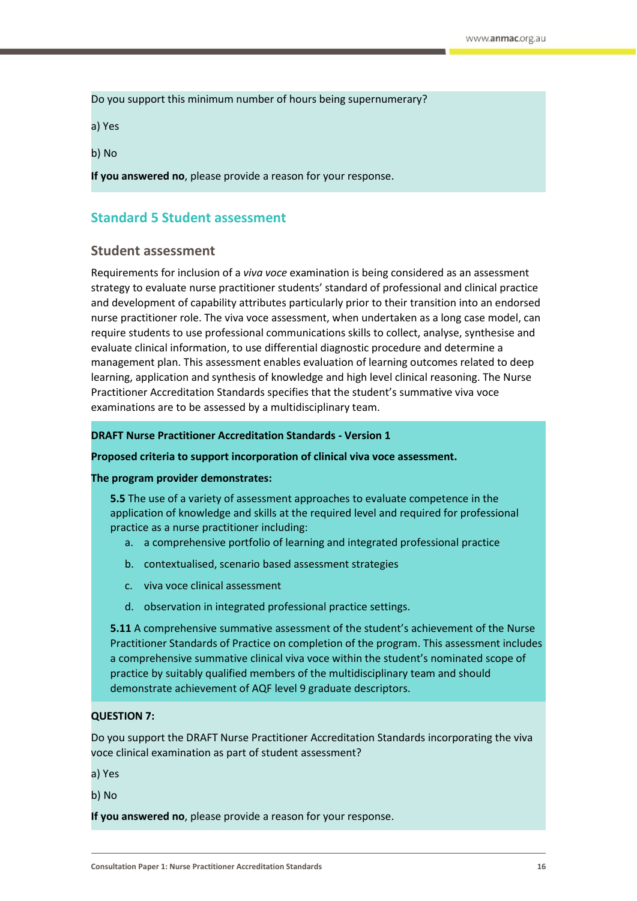Do you support this minimum number of hours being supernumerary?

a) Yes

b) No

**If you answered no**, please provide a reason for your response.

## Standard 5 Student assessment

### Student assessment

Requirements for inclusion of a *viva voce* examination is being considered as an assessment strategy to evaluate nurse practitioner students' standard of professional and clinical practice and development of capability attributes particularly prior to their transition into an endorsed nurse practitioner role. The viva voce assessment, when undertaken as a long case model, can require students to use professional communications skills to collect, analyse, synthesise and evaluate clinical information, to use differential diagnostic procedure and determine a management plan. This assessment enables evaluation of learning outcomes related to deep learning, application and synthesis of knowledge and high level clinical reasoning. The Nurse Practitioner Accreditation Standards specifies that the student's summative viva voce examinations are to be assessed by a multidisciplinary team.

**DRAFT Nurse Practitioner Accreditation Standards - Version 1**

**Proposed criteria to support incorporation of clinical viva voce assessment.**

**The program provider demonstrates:**

**5.5** The use of a variety of assessment approaches to evaluate competence in the application of knowledge and skills at the required level and required for professional practice as a nurse practitioner including:

a. a comprehensive portfolio of learning and integrated professional practice
b. contextualised, scenario based assessment strategies
c. viva voce clinical assessment
d. observation in integrated professional practice settings.

**5.11** A comprehensive summative assessment of the student's achievement of the Nurse Practitioner Standards of Practice on completion of the program. This assessment includes a comprehensive summative clinical viva voce within the student's nominated scope of practice by suitably qualified members of the multidisciplinary team and should demonstrate achievement of AQF level 9 graduate descriptors.

**QUESTION 7:**

Do you support the DRAFT Nurse Practitioner Accreditation Standards incorporating the viva voce clinical examination as part of student assessment?

a) Yes

b) No

**If you answered no**, please provide a reason for your response.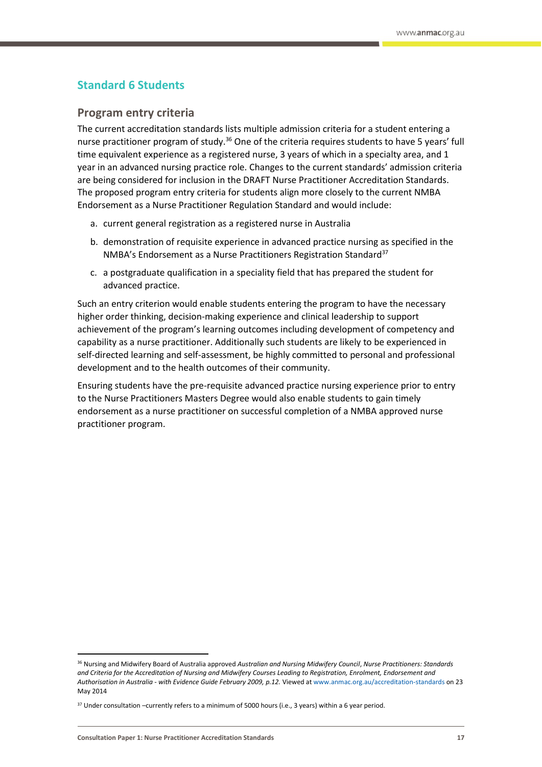## Standard 6 Students

### Program entry criteria

The current accreditation standards lists multiple admission criteria for a student entering a nurse practitioner program of study.[36] One of the criteria requires students to have 5 years' full time equivalent experience as a registered nurse, 3 years of which in a specialty area, and 1 year in an advanced nursing practice role. Changes to the current standards' admission criteria are being considered for inclusion in the DRAFT Nurse Practitioner Accreditation Standards. The proposed program entry criteria for students align more closely to the current NMBA Endorsement as a Nurse Practitioner Regulation Standard and would include:

a. current general registration as a registered nurse in Australia

b. demonstration of requisite experience in advanced practice nursing as specified in the NMBA's Endorsement as a Nurse Practitioners Registration Standard[37]

c. a postgraduate qualification in a speciality field that has prepared the student for advanced practice.

Such an entry criterion would enable students entering the program to have the necessary higher order thinking, decision-making experience and clinical leadership to support achievement of the program's learning outcomes including development of competency and capability as a nurse practitioner. Additionally such students are likely to be experienced in self-directed learning and self-assessment, be highly committed to personal and professional development and to the health outcomes of their community.

Ensuring students have the pre-requisite advanced practice nursing experience prior to entry to the Nurse Practitioners Masters Degree would also enable students to gain timely endorsement as a nurse practitioner on successful completion of a NMBA approved nurse practitioner program.

---

[36] Nursing and Midwifery Board of Australia approved *Australian and Nursing Midwifery Council*, *Nurse Practitioners: Standards and Criteria for the Accreditation of Nursing and Midwifery Courses Leading to Registration, Enrolment, Endorsement and Authorisation in Australia - with Evidence Guide February 2009, p.12.* Viewed at www.anmac.org.au/accreditation-standards on 23 May 2014

[37] Under consultation –currently refers to a minimum of 5000 hours (i.e., 3 years) within a 6 year period.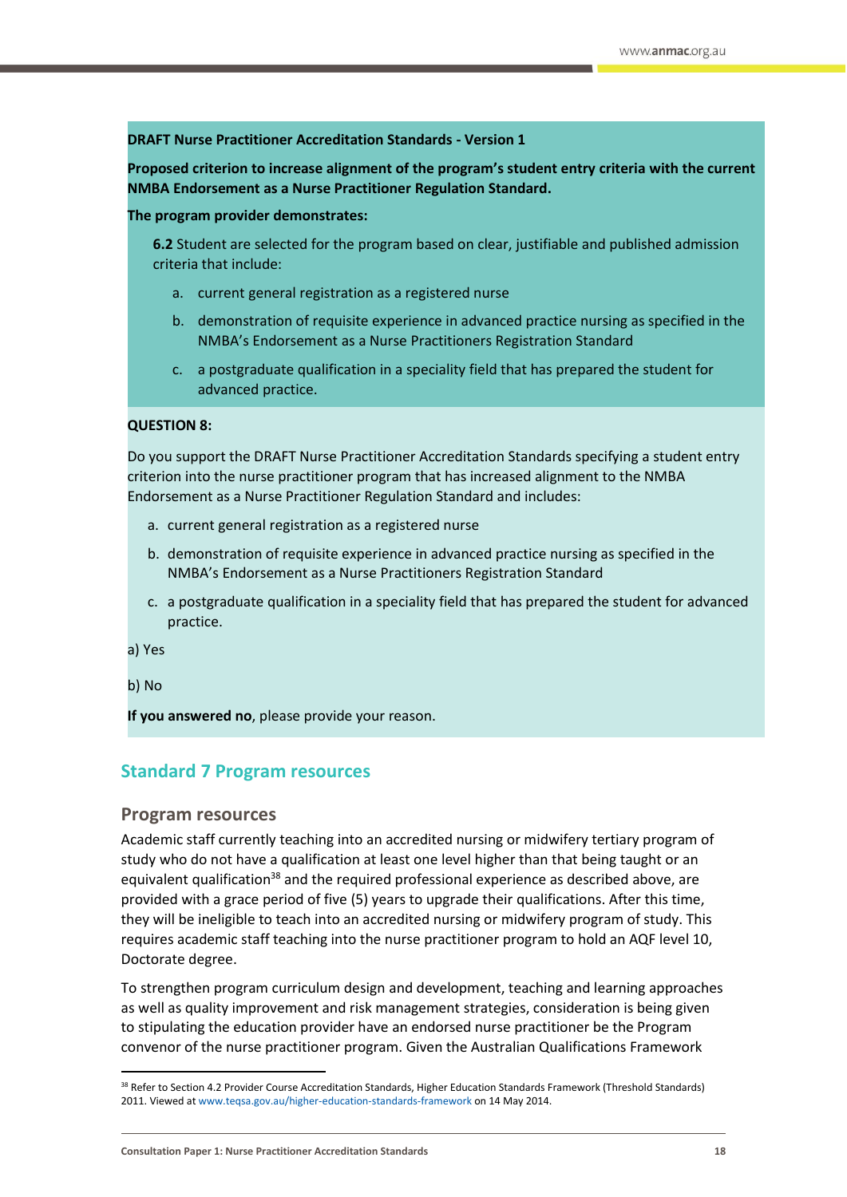**DRAFT Nurse Practitioner Accreditation Standards - Version 1**

**Proposed criterion to increase alignment of the program's student entry criteria with the current NMBA Endorsement as a Nurse Practitioner Regulation Standard.**

**The program provider demonstrates:**

**6.2** Student are selected for the program based on clear, justifiable and published admission criteria that include:

a. current general registration as a registered nurse

b. demonstration of requisite experience in advanced practice nursing as specified in the NMBA's Endorsement as a Nurse Practitioners Registration Standard

c. a postgraduate qualification in a speciality field that has prepared the student for advanced practice.

**QUESTION 8:**

Do you support the DRAFT Nurse Practitioner Accreditation Standards specifying a student entry criterion into the nurse practitioner program that has increased alignment to the NMBA Endorsement as a Nurse Practitioner Regulation Standard and includes:

a. current general registration as a registered nurse

b. demonstration of requisite experience in advanced practice nursing as specified in the NMBA's Endorsement as a Nurse Practitioners Registration Standard

c. a postgraduate qualification in a speciality field that has prepared the student for advanced practice.

a) Yes

b) No

**If you answered no**, please provide your reason.

## Standard 7 Program resources

### Program resources

Academic staff currently teaching into an accredited nursing or midwifery tertiary program of study who do not have a qualification at least one level higher than that being taught or an equivalent qualification[38] and the required professional experience as described above, are provided with a grace period of five (5) years to upgrade their qualifications. After this time, they will be ineligible to teach into an accredited nursing or midwifery program of study. This requires academic staff teaching into the nurse practitioner program to hold an AQF level 10, Doctorate degree.

To strengthen program curriculum design and development, teaching and learning approaches as well as quality improvement and risk management strategies, consideration is being given to stipulating the education provider have an endorsed nurse practitioner be the Program convenor of the nurse practitioner program. Given the Australian Qualifications Framework

---

[38] Refer to Section 4.2 Provider Course Accreditation Standards, Higher Education Standards Framework (Threshold Standards) 2011. Viewed at www.teqsa.gov.au/higher-education-standards-framework on 14 May 2014.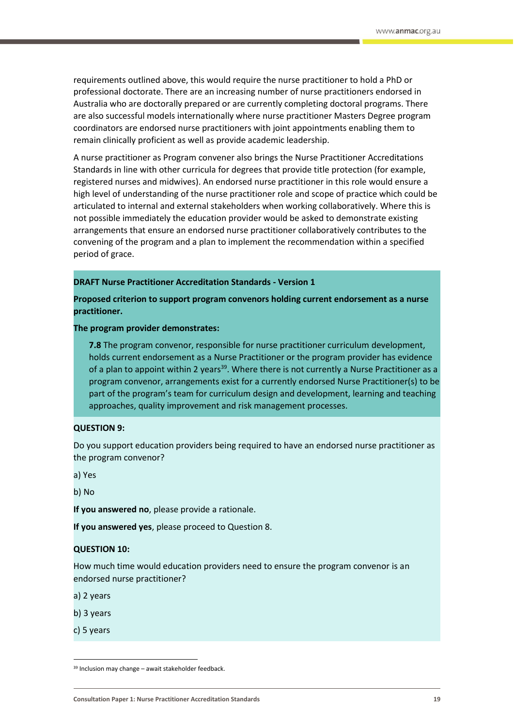requirements outlined above, this would require the nurse practitioner to hold a PhD or professional doctorate. There are an increasing number of nurse practitioners endorsed in Australia who are doctorally prepared or are currently completing doctoral programs. There are also successful models internationally where nurse practitioner Masters Degree program coordinators are endorsed nurse practitioners with joint appointments enabling them to remain clinically proficient as well as provide academic leadership.

A nurse practitioner as Program convener also brings the Nurse Practitioner Accreditations Standards in line with other curricula for degrees that provide title protection (for example, registered nurses and midwives). An endorsed nurse practitioner in this role would ensure a high level of understanding of the nurse practitioner role and scope of practice which could be articulated to internal and external stakeholders when working collaboratively. Where this is not possible immediately the education provider would be asked to demonstrate existing arrangements that ensure an endorsed nurse practitioner collaboratively contributes to the convening of the program and a plan to implement the recommendation within a specified period of grace.

**DRAFT Nurse Practitioner Accreditation Standards - Version 1**

**Proposed criterion to support program convenors holding current endorsement as a nurse practitioner.**

**The program provider demonstrates:**

**7.8** The program convenor, responsible for nurse practitioner curriculum development, holds current endorsement as a Nurse Practitioner or the program provider has evidence of a plan to appoint within 2 years[39]. Where there is not currently a Nurse Practitioner as a program convenor, arrangements exist for a currently endorsed Nurse Practitioner(s) to be part of the program's team for curriculum design and development, learning and teaching approaches, quality improvement and risk management processes.

**QUESTION 9:**

Do you support education providers being required to have an endorsed nurse practitioner as the program convenor?

a) Yes

b) No

**If you answered no**, please provide a rationale.

**If you answered yes**, please proceed to Question 8.

**QUESTION 10:**

How much time would education providers need to ensure the program convenor is an endorsed nurse practitioner?

a) 2 years

b) 3 years

c) 5 years

---

[39] Inclusion may change – await stakeholder feedback.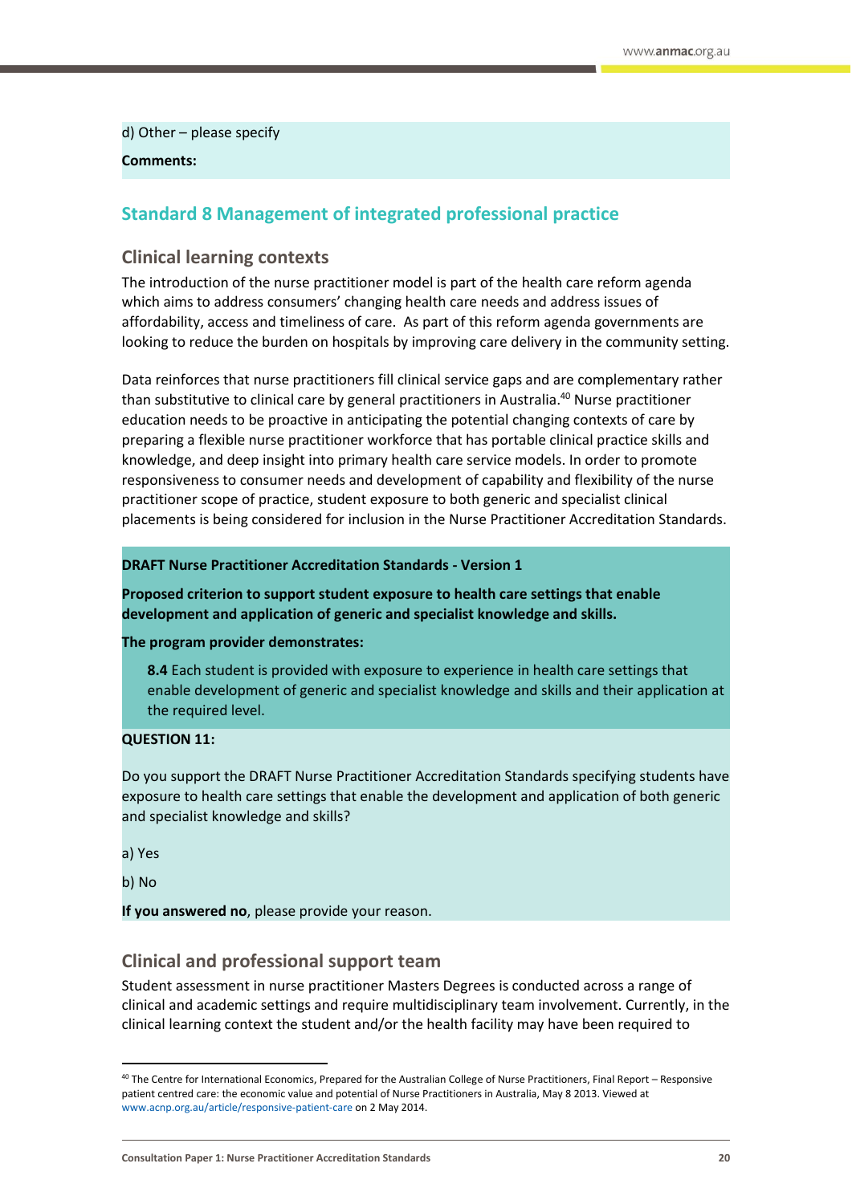d) Other – please specify

**Comments:**

## Standard 8 Management of integrated professional practice

### Clinical learning contexts

The introduction of the nurse practitioner model is part of the health care reform agenda which aims to address consumers' changing health care needs and address issues of affordability, access and timeliness of care. As part of this reform agenda governments are looking to reduce the burden on hospitals by improving care delivery in the community setting.

Data reinforces that nurse practitioners fill clinical service gaps and are complementary rather than substitutive to clinical care by general practitioners in Australia.[40] Nurse practitioner education needs to be proactive in anticipating the potential changing contexts of care by preparing a flexible nurse practitioner workforce that has portable clinical practice skills and knowledge, and deep insight into primary health care service models. In order to promote responsiveness to consumer needs and development of capability and flexibility of the nurse practitioner scope of practice, student exposure to both generic and specialist clinical placements is being considered for inclusion in the Nurse Practitioner Accreditation Standards.

**DRAFT Nurse Practitioner Accreditation Standards - Version 1**

**Proposed criterion to support student exposure to health care settings that enable development and application of generic and specialist knowledge and skills.**

**The program provider demonstrates:**

> **8.4** Each student is provided with exposure to experience in health care settings that enable development of generic and specialist knowledge and skills and their application at the required level.

**QUESTION 11:**

Do you support the DRAFT Nurse Practitioner Accreditation Standards specifying students have exposure to health care settings that enable the development and application of both generic and specialist knowledge and skills?

a) Yes

b) No

**If you answered no**, please provide your reason.

### Clinical and professional support team

Student assessment in nurse practitioner Masters Degrees is conducted across a range of clinical and academic settings and require multidisciplinary team involvement. Currently, in the clinical learning context the student and/or the health facility may have been required to

---

[40] The Centre for International Economics, Prepared for the Australian College of Nurse Practitioners, Final Report – Responsive patient centred care: the economic value and potential of Nurse Practitioners in Australia, May 8 2013. Viewed at www.acnp.org.au/article/responsive-patient-care on 2 May 2014.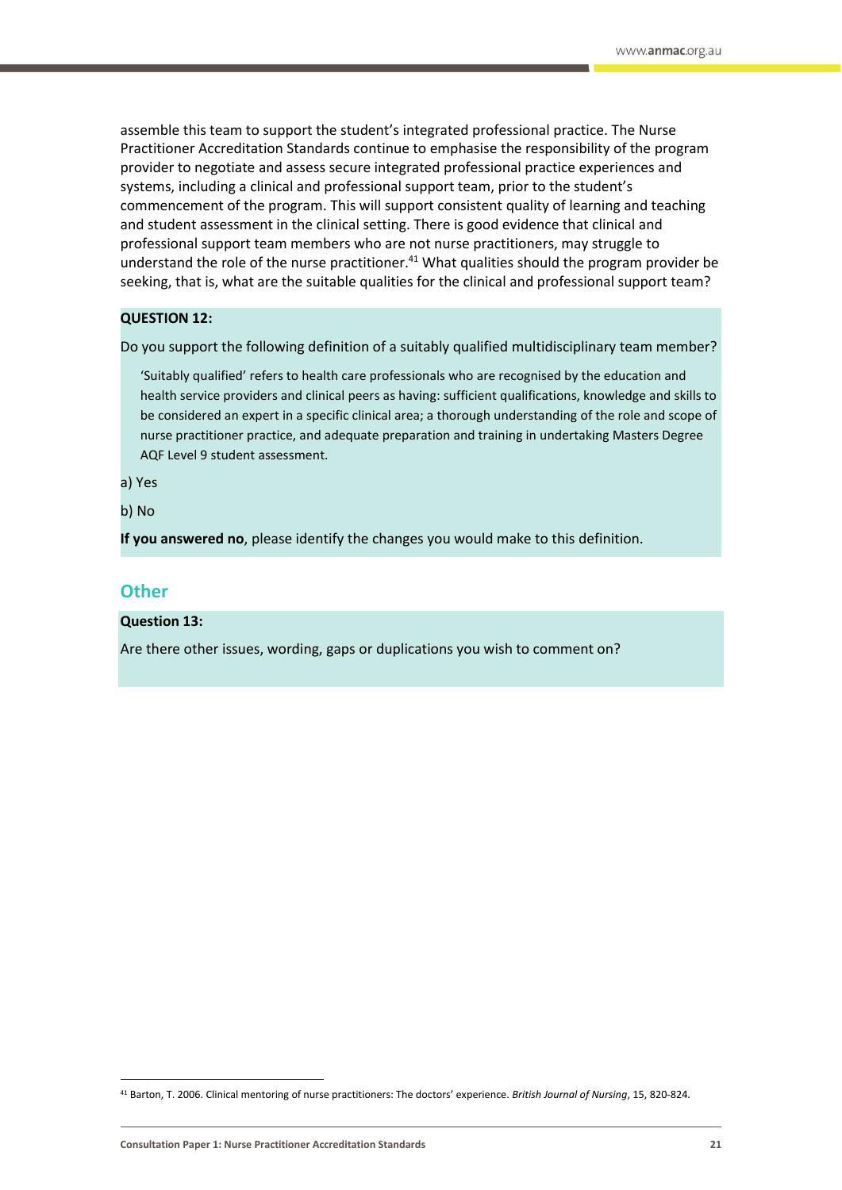assemble this team to support the student's integrated professional practice. The Nurse Practitioner Accreditation Standards continue to emphasise the responsibility of the program provider to negotiate and assess secure integrated professional practice experiences and systems, including a clinical and professional support team, prior to the student's commencement of the program. This will support consistent quality of learning and teaching and student assessment in the clinical setting. There is good evidence that clinical and professional support team members who are not nurse practitioners, may struggle to understand the role of the nurse practitioner.[41] What qualities should the program provider be seeking, that is, what are the suitable qualities for the clinical and professional support team?

**QUESTION 12:**

Do you support the following definition of a suitably qualified multidisciplinary team member?

> 'Suitably qualified' refers to health care professionals who are recognised by the education and health service providers and clinical peers as having: sufficient qualifications, knowledge and skills to be considered an expert in a specific clinical area; a thorough understanding of the role and scope of nurse practitioner practice, and adequate preparation and training in undertaking Masters Degree AQF Level 9 student assessment.

a) Yes

b) No

**If you answered no**, please identify the changes you would make to this definition.

## Other

**Question 13:**

Are there other issues, wording, gaps or duplications you wish to comment on?

---

[41] Barton, T. 2006. Clinical mentoring of nurse practitioners: The doctors' experience. *British Journal of Nursing*, 15, 820-824.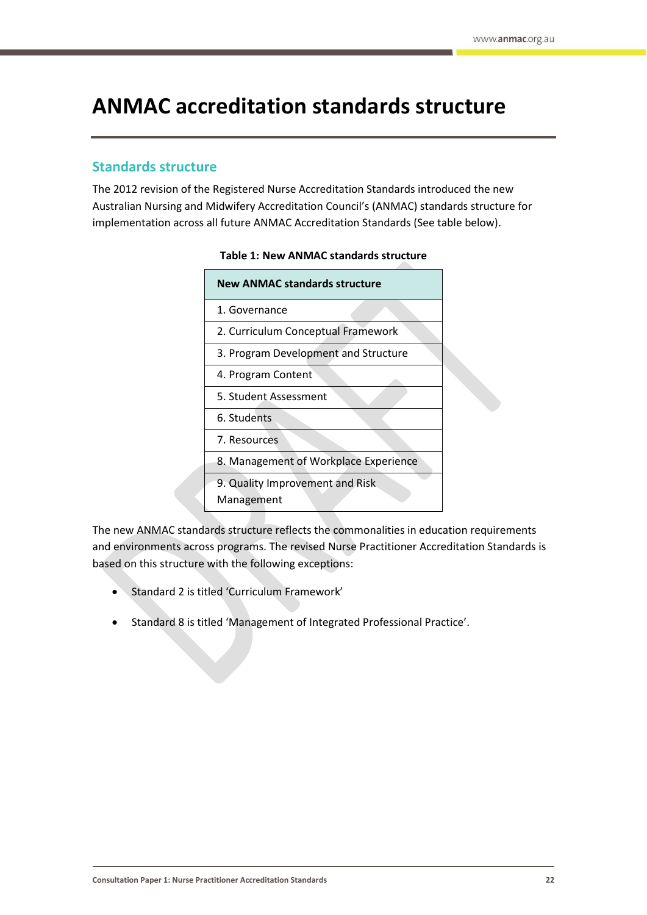# ANMAC accreditation standards structure

## Standards structure

The 2012 revision of the Registered Nurse Accreditation Standards introduced the new Australian Nursing and Midwifery Accreditation Council's (ANMAC) standards structure for implementation across all future ANMAC Accreditation Standards (See table below).

**Table 1: New ANMAC standards structure**

| New ANMAC standards structure |
| --- |
| 1. Governance |
| 2. Curriculum Conceptual Framework |
| 3. Program Development and Structure |
| 4. Program Content |
| 5. Student Assessment |
| 6. Students |
| 7. Resources |
| 8. Management of Workplace Experience |
| 9. Quality Improvement and Risk Management |

The new ANMAC standards structure reflects the commonalities in education requirements and environments across programs. The revised Nurse Practitioner Accreditation Standards is based on this structure with the following exceptions:

- Standard 2 is titled 'Curriculum Framework'
- Standard 8 is titled 'Management of Integrated Professional Practice'.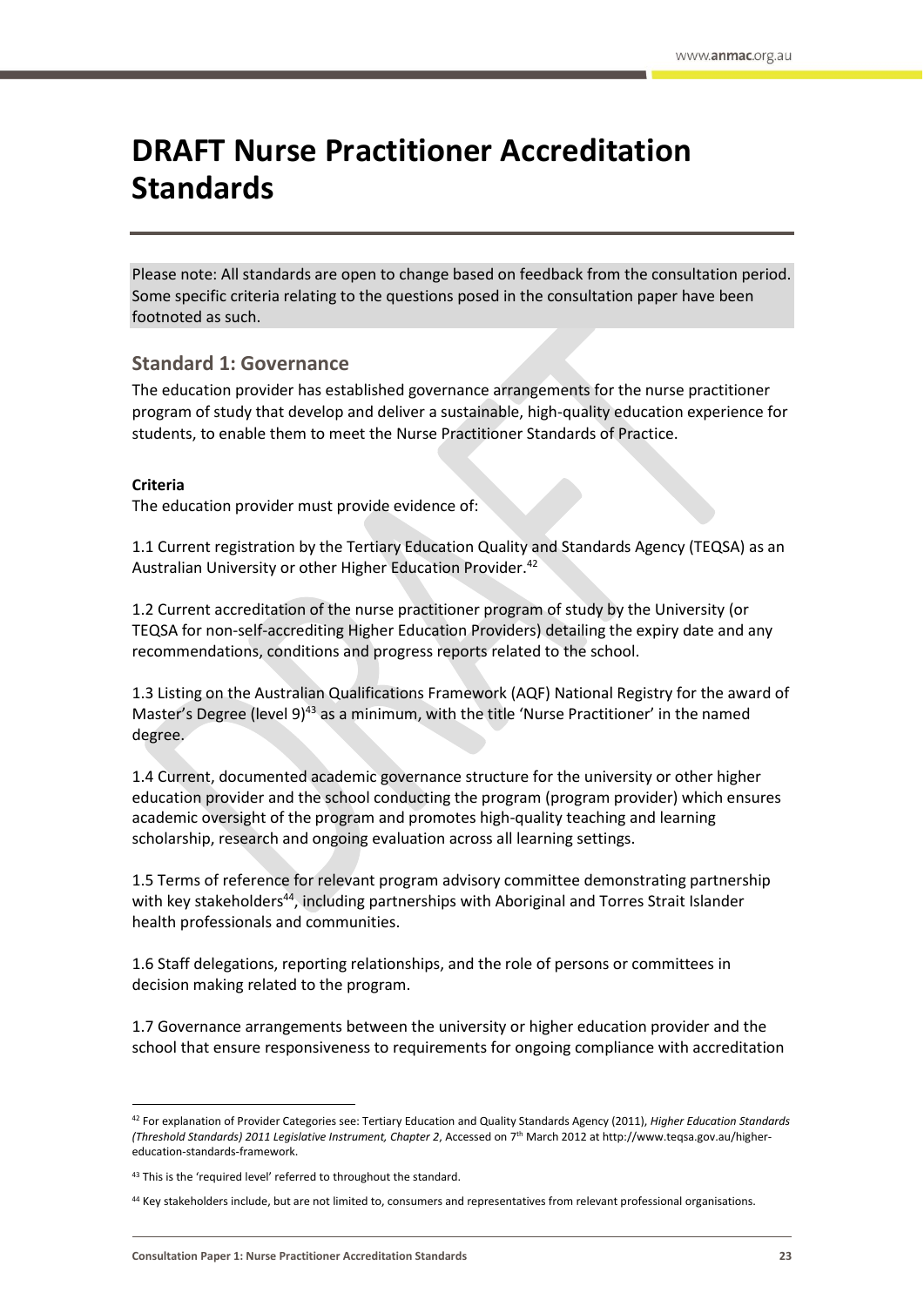# DRAFT Nurse Practitioner Accreditation Standards

Please note: All standards are open to change based on feedback from the consultation period. Some specific criteria relating to the questions posed in the consultation paper have been footnoted as such.

## Standard 1: Governance

The education provider has established governance arrangements for the nurse practitioner program of study that develop and deliver a sustainable, high-quality education experience for students, to enable them to meet the Nurse Practitioner Standards of Practice.

**Criteria**

The education provider must provide evidence of:

1.1 Current registration by the Tertiary Education Quality and Standards Agency (TEQSA) as an Australian University or other Higher Education Provider.[42]

1.2 Current accreditation of the nurse practitioner program of study by the University (or TEQSA for non-self-accrediting Higher Education Providers) detailing the expiry date and any recommendations, conditions and progress reports related to the school.

1.3 Listing on the Australian Qualifications Framework (AQF) National Registry for the award of Master's Degree (level 9)[43] as a minimum, with the title 'Nurse Practitioner' in the named degree.

1.4 Current, documented academic governance structure for the university or other higher education provider and the school conducting the program (program provider) which ensures academic oversight of the program and promotes high-quality teaching and learning scholarship, research and ongoing evaluation across all learning settings.

1.5 Terms of reference for relevant program advisory committee demonstrating partnership with key stakeholders[44], including partnerships with Aboriginal and Torres Strait Islander health professionals and communities.

1.6 Staff delegations, reporting relationships, and the role of persons or committees in decision making related to the program.

1.7 Governance arrangements between the university or higher education provider and the school that ensure responsiveness to requirements for ongoing compliance with accreditation

---

[42] For explanation of Provider Categories see: Tertiary Education and Quality Standards Agency (2011), *Higher Education Standards (Threshold Standards) 2011 Legislative Instrument, Chapter 2*, Accessed on 7th March 2012 at http://www.teqsa.gov.au/higher-education-standards-framework.

[43] This is the 'required level' referred to throughout the standard.

[44] Key stakeholders include, but are not limited to, consumers and representatives from relevant professional organisations.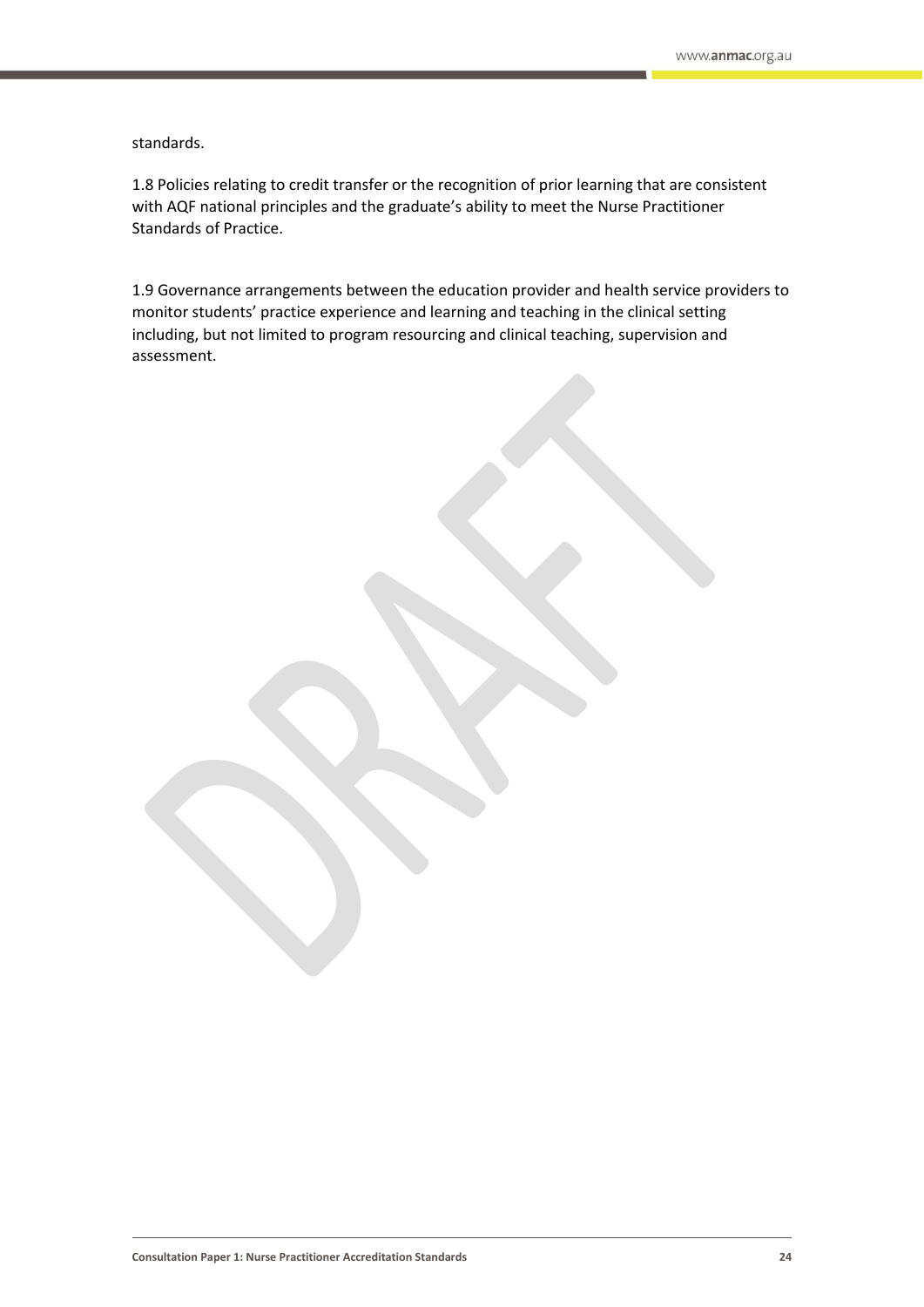standards.

1.8 Policies relating to credit transfer or the recognition of prior learning that are consistent with AQF national principles and the graduate's ability to meet the Nurse Practitioner Standards of Practice.

1.9 Governance arrangements between the education provider and health service providers to monitor students' practice experience and learning and teaching in the clinical setting including, but not limited to program resourcing and clinical teaching, supervision and assessment.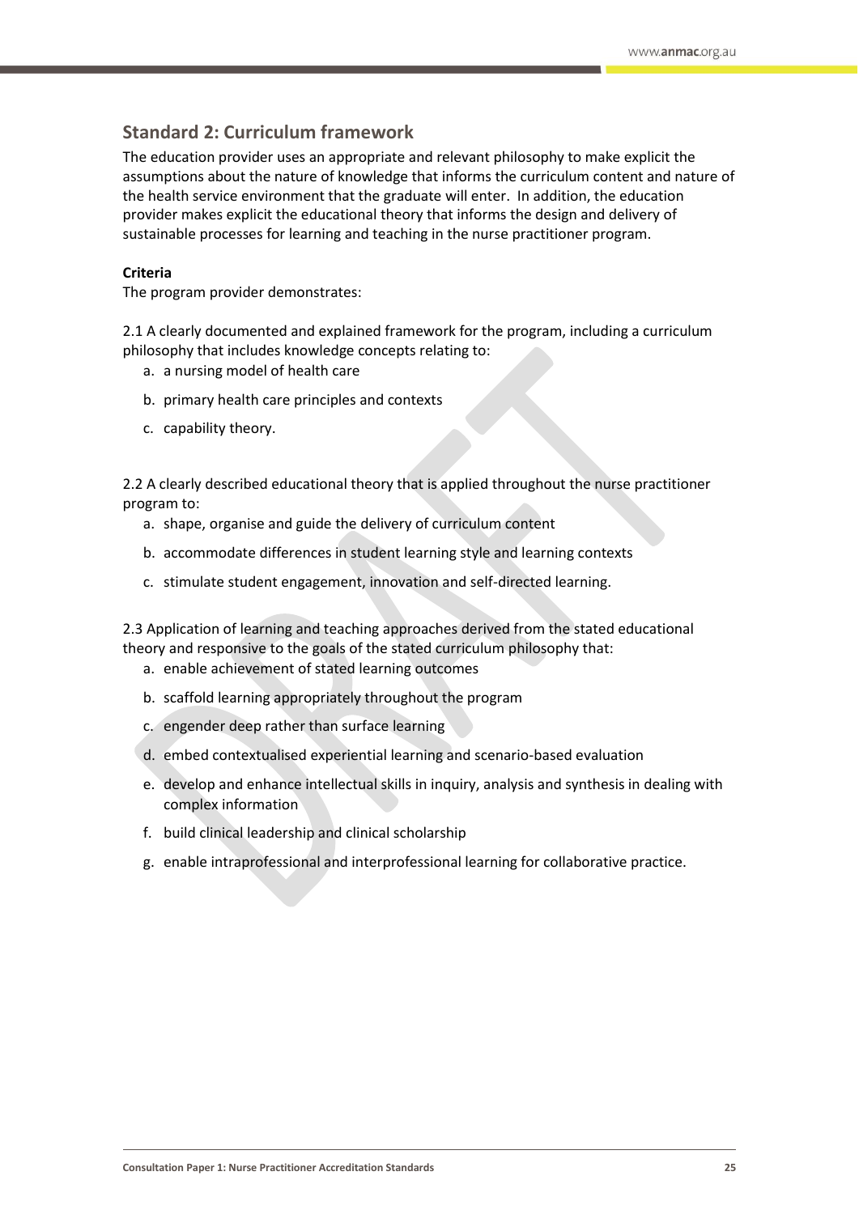## Standard 2: Curriculum framework

The education provider uses an appropriate and relevant philosophy to make explicit the assumptions about the nature of knowledge that informs the curriculum content and nature of the health service environment that the graduate will enter. In addition, the education provider makes explicit the educational theory that informs the design and delivery of sustainable processes for learning and teaching in the nurse practitioner program.

**Criteria**

The program provider demonstrates:

2.1 A clearly documented and explained framework for the program, including a curriculum philosophy that includes knowledge concepts relating to:

a. a nursing model of health care
b. primary health care principles and contexts
c. capability theory.

2.2 A clearly described educational theory that is applied throughout the nurse practitioner program to:

a. shape, organise and guide the delivery of curriculum content
b. accommodate differences in student learning style and learning contexts
c. stimulate student engagement, innovation and self-directed learning.

2.3 Application of learning and teaching approaches derived from the stated educational theory and responsive to the goals of the stated curriculum philosophy that:

a. enable achievement of stated learning outcomes
b. scaffold learning appropriately throughout the program
c. engender deep rather than surface learning
d. embed contextualised experiential learning and scenario-based evaluation
e. develop and enhance intellectual skills in inquiry, analysis and synthesis in dealing with complex information
f. build clinical leadership and clinical scholarship
g. enable intraprofessional and interprofessional learning for collaborative practice.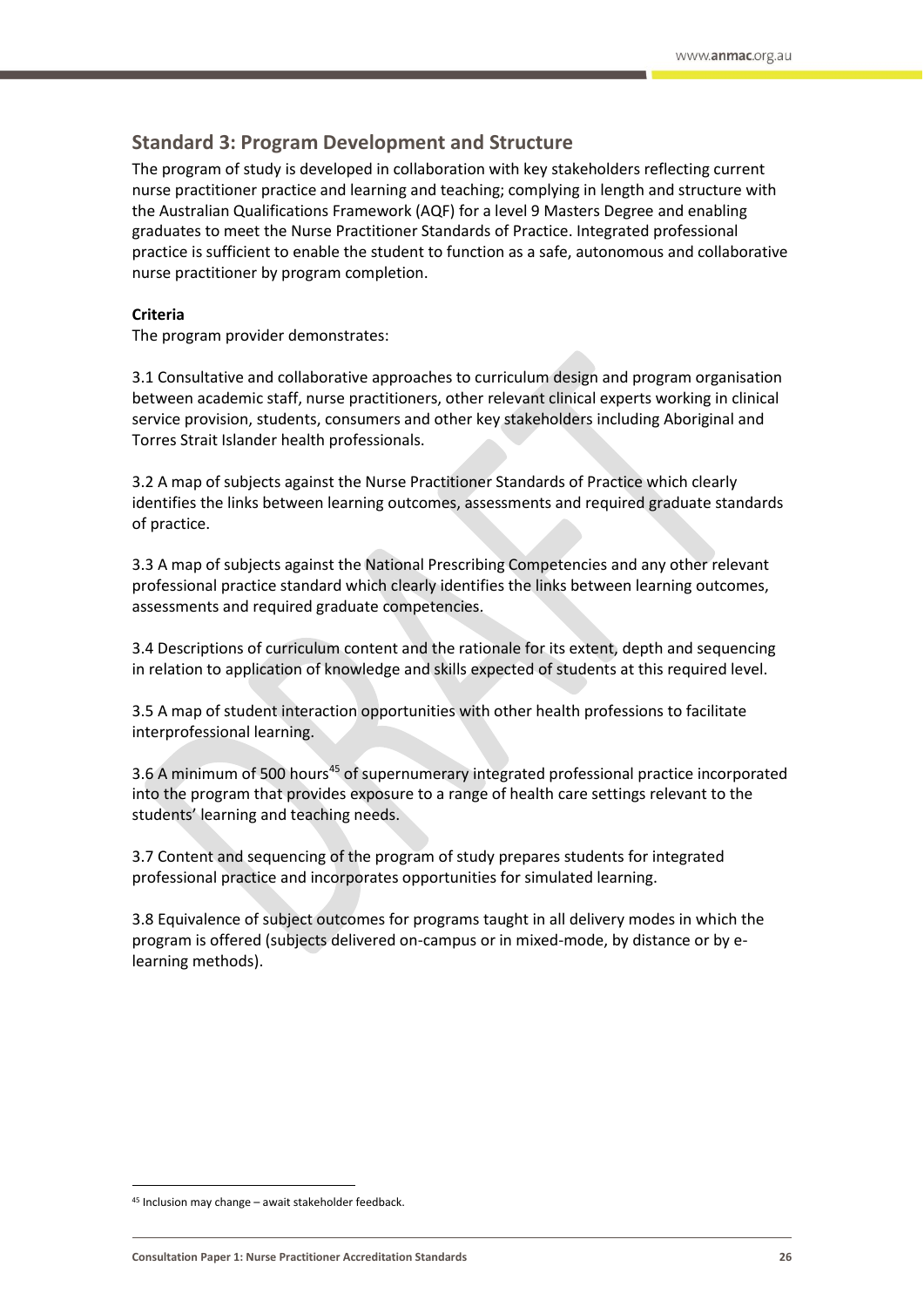## Standard 3: Program Development and Structure

The program of study is developed in collaboration with key stakeholders reflecting current nurse practitioner practice and learning and teaching; complying in length and structure with the Australian Qualifications Framework (AQF) for a level 9 Masters Degree and enabling graduates to meet the Nurse Practitioner Standards of Practice. Integrated professional practice is sufficient to enable the student to function as a safe, autonomous and collaborative nurse practitioner by program completion.

**Criteria**

The program provider demonstrates:

3.1 Consultative and collaborative approaches to curriculum design and program organisation between academic staff, nurse practitioners, other relevant clinical experts working in clinical service provision, students, consumers and other key stakeholders including Aboriginal and Torres Strait Islander health professionals.

3.2 A map of subjects against the Nurse Practitioner Standards of Practice which clearly identifies the links between learning outcomes, assessments and required graduate standards of practice.

3.3 A map of subjects against the National Prescribing Competencies and any other relevant professional practice standard which clearly identifies the links between learning outcomes, assessments and required graduate competencies.

3.4 Descriptions of curriculum content and the rationale for its extent, depth and sequencing in relation to application of knowledge and skills expected of students at this required level.

3.5 A map of student interaction opportunities with other health professions to facilitate interprofessional learning.

3.6 A minimum of 500 hours[45] of supernumerary integrated professional practice incorporated into the program that provides exposure to a range of health care settings relevant to the students' learning and teaching needs.

3.7 Content and sequencing of the program of study prepares students for integrated professional practice and incorporates opportunities for simulated learning.

3.8 Equivalence of subject outcomes for programs taught in all delivery modes in which the program is offered (subjects delivered on-campus or in mixed-mode, by distance or by e-learning methods).

---

[45] Inclusion may change – await stakeholder feedback.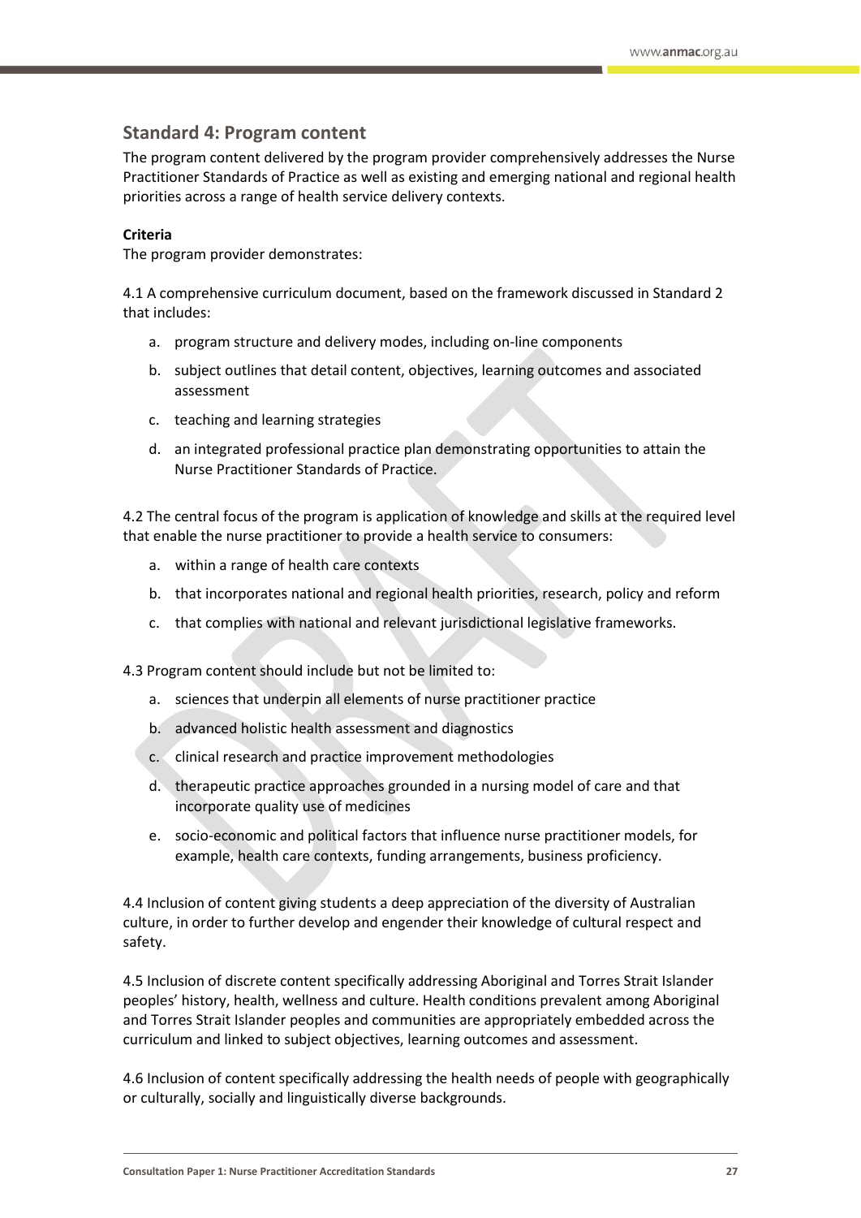## Standard 4: Program content

The program content delivered by the program provider comprehensively addresses the Nurse Practitioner Standards of Practice as well as existing and emerging national and regional health priorities across a range of health service delivery contexts.

**Criteria**

The program provider demonstrates:

4.1 A comprehensive curriculum document, based on the framework discussed in Standard 2 that includes:

a. program structure and delivery modes, including on-line components
b. subject outlines that detail content, objectives, learning outcomes and associated assessment
c. teaching and learning strategies
d. an integrated professional practice plan demonstrating opportunities to attain the Nurse Practitioner Standards of Practice.

4.2 The central focus of the program is application of knowledge and skills at the required level that enable the nurse practitioner to provide a health service to consumers:

a. within a range of health care contexts
b. that incorporates national and regional health priorities, research, policy and reform
c. that complies with national and relevant jurisdictional legislative frameworks.

4.3 Program content should include but not be limited to:

a. sciences that underpin all elements of nurse practitioner practice
b. advanced holistic health assessment and diagnostics
c. clinical research and practice improvement methodologies
d. therapeutic practice approaches grounded in a nursing model of care and that incorporate quality use of medicines
e. socio-economic and political factors that influence nurse practitioner models, for example, health care contexts, funding arrangements, business proficiency.

4.4 Inclusion of content giving students a deep appreciation of the diversity of Australian culture, in order to further develop and engender their knowledge of cultural respect and safety.

4.5 Inclusion of discrete content specifically addressing Aboriginal and Torres Strait Islander peoples' history, health, wellness and culture. Health conditions prevalent among Aboriginal and Torres Strait Islander peoples and communities are appropriately embedded across the curriculum and linked to subject objectives, learning outcomes and assessment.

4.6 Inclusion of content specifically addressing the health needs of people with geographically or culturally, socially and linguistically diverse backgrounds.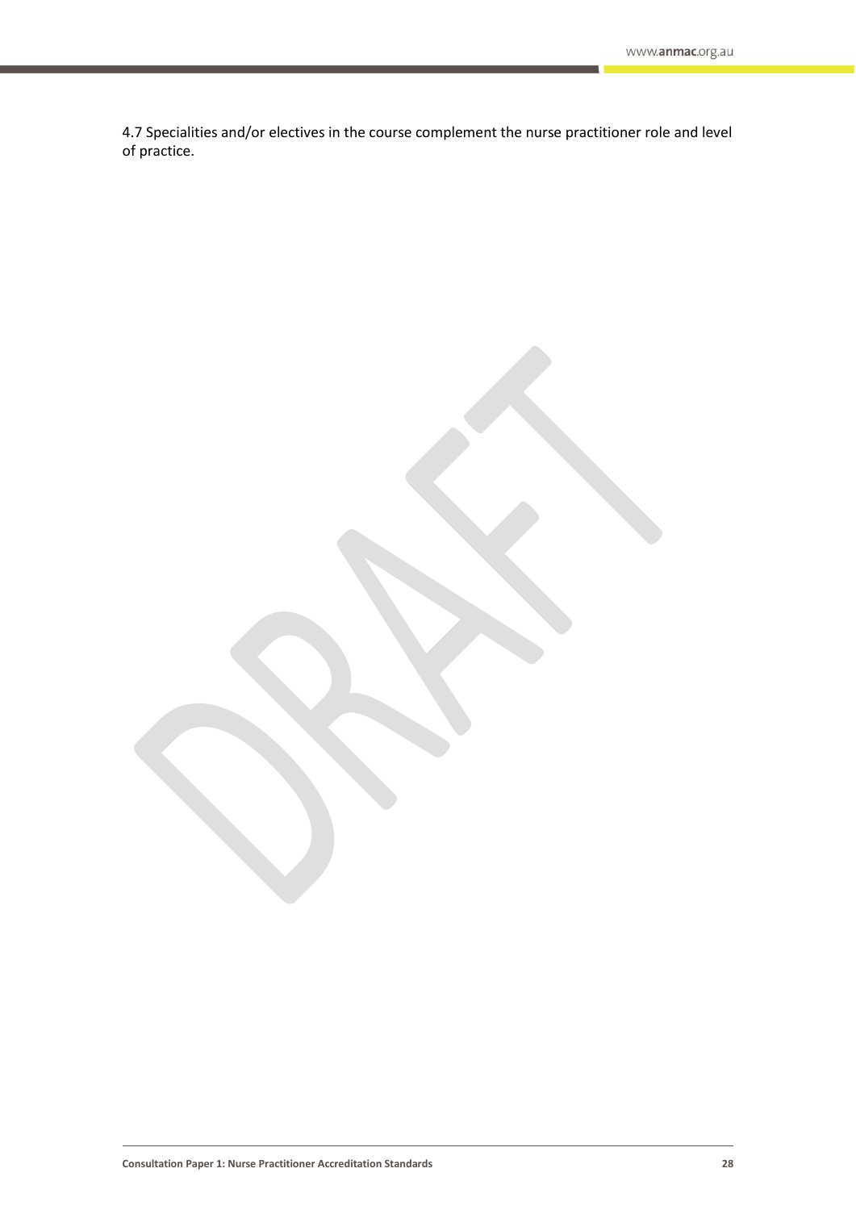4.7 Specialities and/or electives in the course complement the nurse practitioner role and level of practice.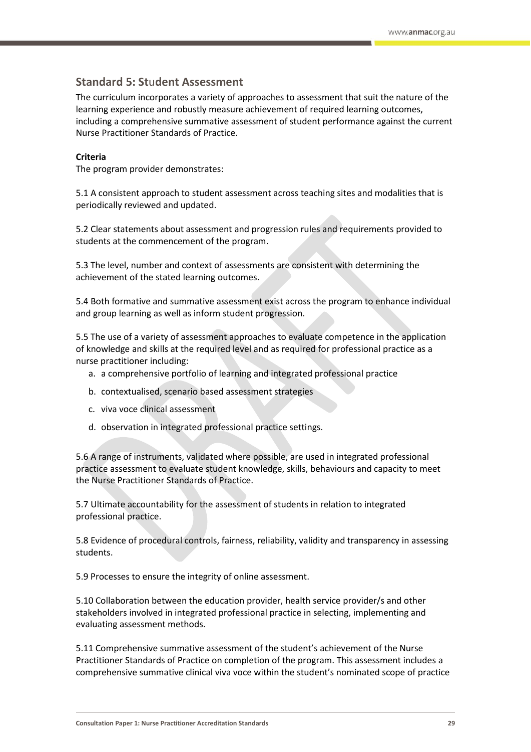## Standard 5: Student Assessment

The curriculum incorporates a variety of approaches to assessment that suit the nature of the learning experience and robustly measure achievement of required learning outcomes, including a comprehensive summative assessment of student performance against the current Nurse Practitioner Standards of Practice.

**Criteria**

The program provider demonstrates:

5.1 A consistent approach to student assessment across teaching sites and modalities that is periodically reviewed and updated.

5.2 Clear statements about assessment and progression rules and requirements provided to students at the commencement of the program.

5.3 The level, number and context of assessments are consistent with determining the achievement of the stated learning outcomes.

5.4 Both formative and summative assessment exist across the program to enhance individual and group learning as well as inform student progression.

5.5 The use of a variety of assessment approaches to evaluate competence in the application of knowledge and skills at the required level and as required for professional practice as a nurse practitioner including:

a. a comprehensive portfolio of learning and integrated professional practice
b. contextualised, scenario based assessment strategies
c. viva voce clinical assessment
d. observation in integrated professional practice settings.

5.6 A range of instruments, validated where possible, are used in integrated professional practice assessment to evaluate student knowledge, skills, behaviours and capacity to meet the Nurse Practitioner Standards of Practice.

5.7 Ultimate accountability for the assessment of students in relation to integrated professional practice.

5.8 Evidence of procedural controls, fairness, reliability, validity and transparency in assessing students.

5.9 Processes to ensure the integrity of online assessment.

5.10 Collaboration between the education provider, health service provider/s and other stakeholders involved in integrated professional practice in selecting, implementing and evaluating assessment methods.

5.11 Comprehensive summative assessment of the student's achievement of the Nurse Practitioner Standards of Practice on completion of the program. This assessment includes a comprehensive summative clinical viva voce within the student's nominated scope of practice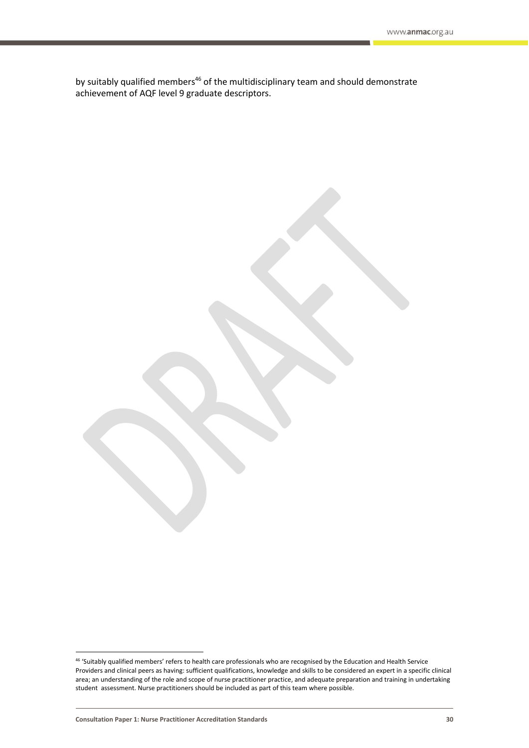by suitably qualified members[46] of the multidisciplinary team and should demonstrate achievement of AQF level 9 graduate descriptors.

[46] 'Suitably qualified members' refers to health care professionals who are recognised by the Education and Health Service Providers and clinical peers as having: sufficient qualifications, knowledge and skills to be considered an expert in a specific clinical area; an understanding of the role and scope of nurse practitioner practice, and adequate preparation and training in undertaking student assessment. Nurse practitioners should be included as part of this team where possible.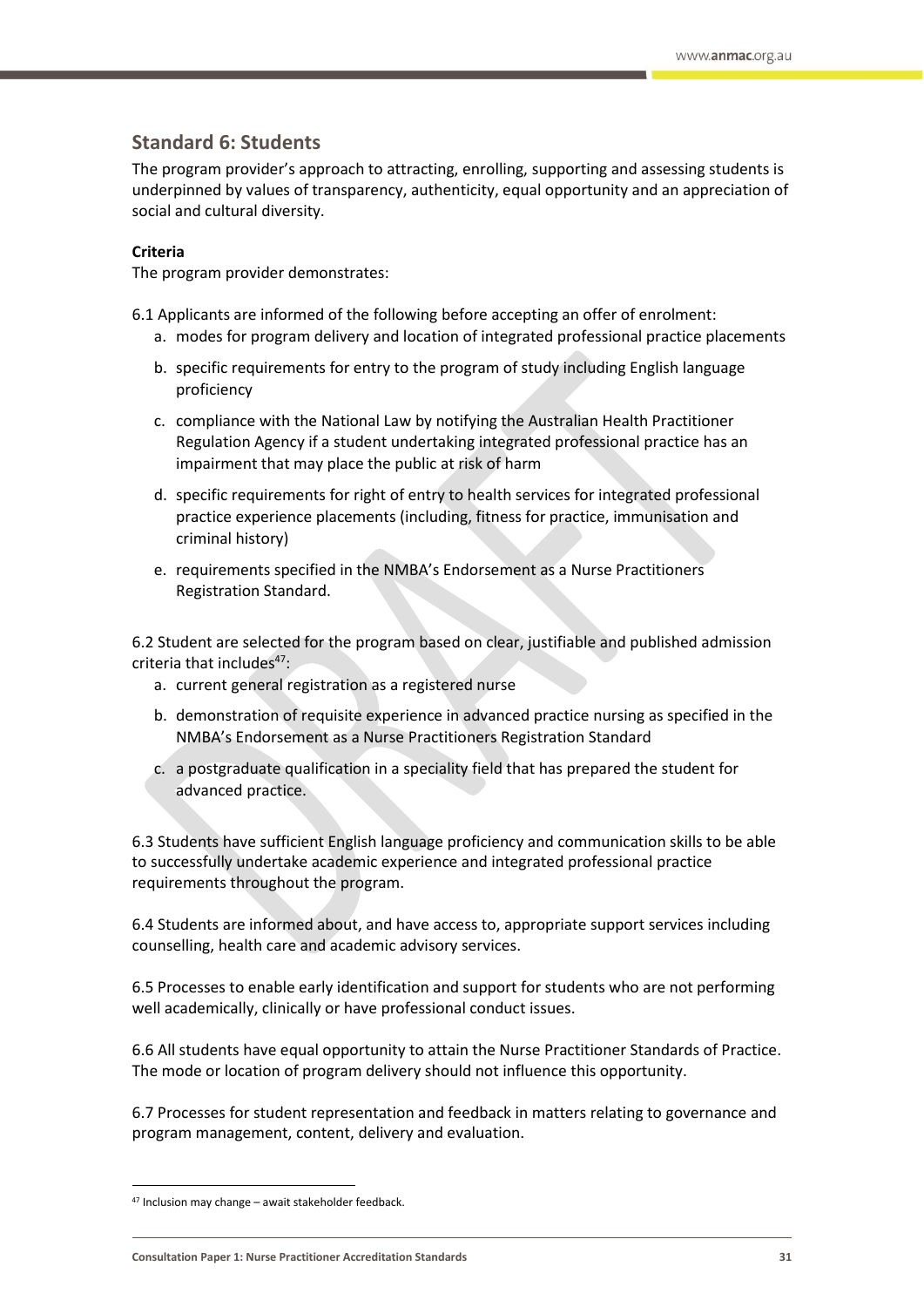## Standard 6: Students

The program provider's approach to attracting, enrolling, supporting and assessing students is underpinned by values of transparency, authenticity, equal opportunity and an appreciation of social and cultural diversity.

**Criteria**

The program provider demonstrates:

6.1 Applicants are informed of the following before accepting an offer of enrolment:

a. modes for program delivery and location of integrated professional practice placements
b. specific requirements for entry to the program of study including English language proficiency
c. compliance with the National Law by notifying the Australian Health Practitioner Regulation Agency if a student undertaking integrated professional practice has an impairment that may place the public at risk of harm
d. specific requirements for right of entry to health services for integrated professional practice experience placements (including, fitness for practice, immunisation and criminal history)
e. requirements specified in the NMBA's Endorsement as a Nurse Practitioners Registration Standard.

6.2 Student are selected for the program based on clear, justifiable and published admission criteria that includes[47]:

a. current general registration as a registered nurse
b. demonstration of requisite experience in advanced practice nursing as specified in the NMBA's Endorsement as a Nurse Practitioners Registration Standard
c. a postgraduate qualification in a speciality field that has prepared the student for advanced practice.

6.3 Students have sufficient English language proficiency and communication skills to be able to successfully undertake academic experience and integrated professional practice requirements throughout the program.

6.4 Students are informed about, and have access to, appropriate support services including counselling, health care and academic advisory services.

6.5 Processes to enable early identification and support for students who are not performing well academically, clinically or have professional conduct issues.

6.6 All students have equal opportunity to attain the Nurse Practitioner Standards of Practice. The mode or location of program delivery should not influence this opportunity.

6.7 Processes for student representation and feedback in matters relating to governance and program management, content, delivery and evaluation.

---

[47] Inclusion may change – await stakeholder feedback.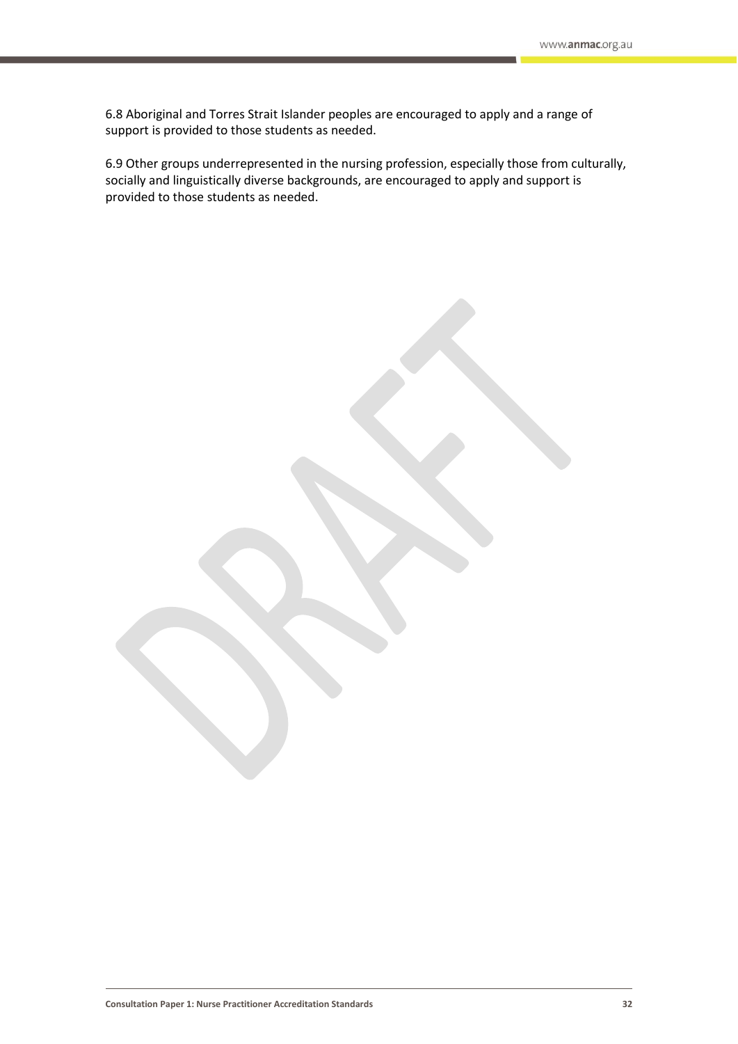6.8 Aboriginal and Torres Strait Islander peoples are encouraged to apply and a range of support is provided to those students as needed.

6.9 Other groups underrepresented in the nursing profession, especially those from culturally, socially and linguistically diverse backgrounds, are encouraged to apply and support is provided to those students as needed.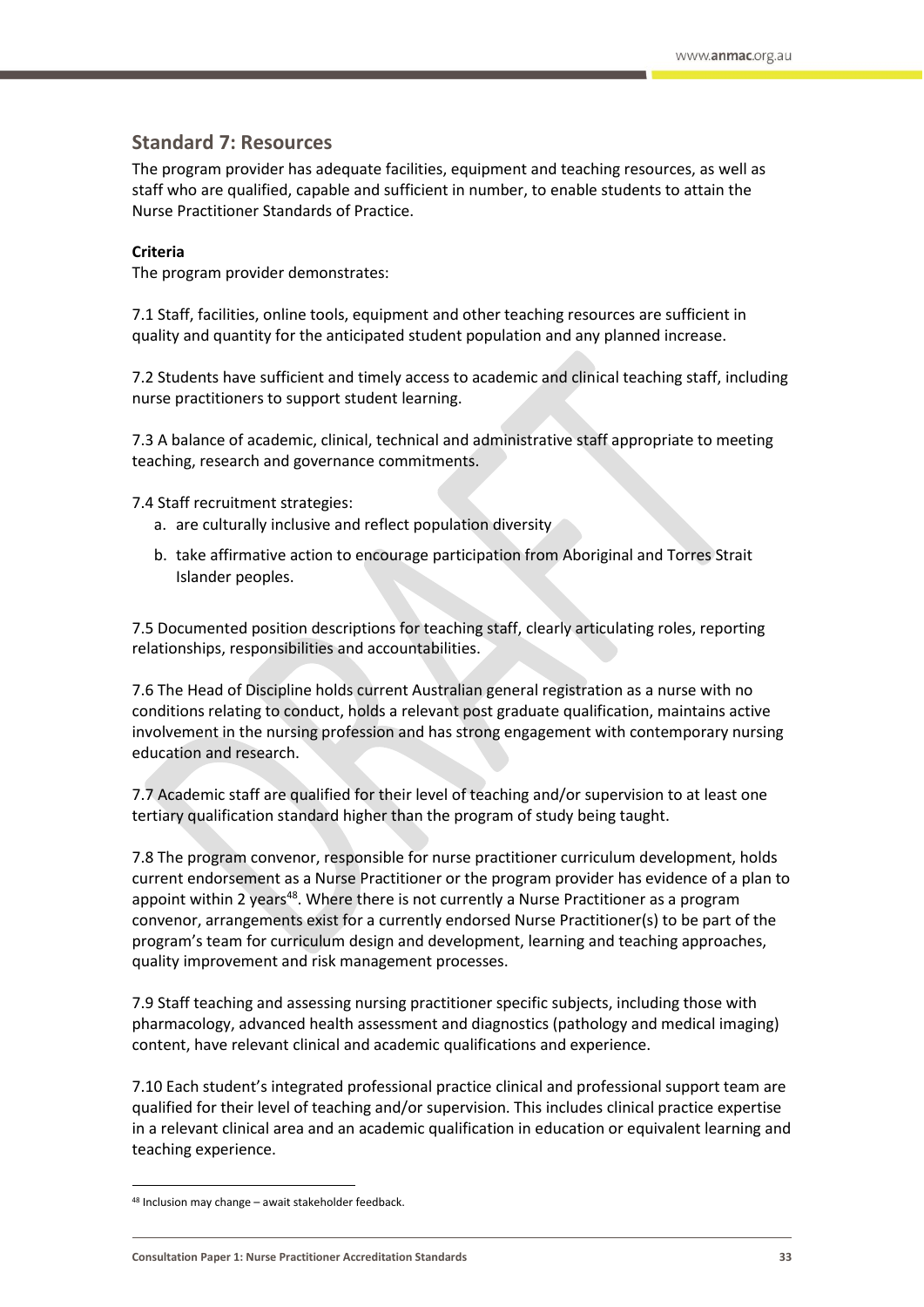## Standard 7: Resources

The program provider has adequate facilities, equipment and teaching resources, as well as staff who are qualified, capable and sufficient in number, to enable students to attain the Nurse Practitioner Standards of Practice.

**Criteria**

The program provider demonstrates:

7.1 Staff, facilities, online tools, equipment and other teaching resources are sufficient in quality and quantity for the anticipated student population and any planned increase.

7.2 Students have sufficient and timely access to academic and clinical teaching staff, including nurse practitioners to support student learning.

7.3 A balance of academic, clinical, technical and administrative staff appropriate to meeting teaching, research and governance commitments.

7.4 Staff recruitment strategies:

a. are culturally inclusive and reflect population diversity
b. take affirmative action to encourage participation from Aboriginal and Torres Strait Islander peoples.

7.5 Documented position descriptions for teaching staff, clearly articulating roles, reporting relationships, responsibilities and accountabilities.

7.6 The Head of Discipline holds current Australian general registration as a nurse with no conditions relating to conduct, holds a relevant post graduate qualification, maintains active involvement in the nursing profession and has strong engagement with contemporary nursing education and research.

7.7 Academic staff are qualified for their level of teaching and/or supervision to at least one tertiary qualification standard higher than the program of study being taught.

7.8 The program convenor, responsible for nurse practitioner curriculum development, holds current endorsement as a Nurse Practitioner or the program provider has evidence of a plan to appoint within 2 years[48]. Where there is not currently a Nurse Practitioner as a program convenor, arrangements exist for a currently endorsed Nurse Practitioner(s) to be part of the program's team for curriculum design and development, learning and teaching approaches, quality improvement and risk management processes.

7.9 Staff teaching and assessing nursing practitioner specific subjects, including those with pharmacology, advanced health assessment and diagnostics (pathology and medical imaging) content, have relevant clinical and academic qualifications and experience.

7.10 Each student's integrated professional practice clinical and professional support team are qualified for their level of teaching and/or supervision. This includes clinical practice expertise in a relevant clinical area and an academic qualification in education or equivalent learning and teaching experience.

[48] Inclusion may change – await stakeholder feedback.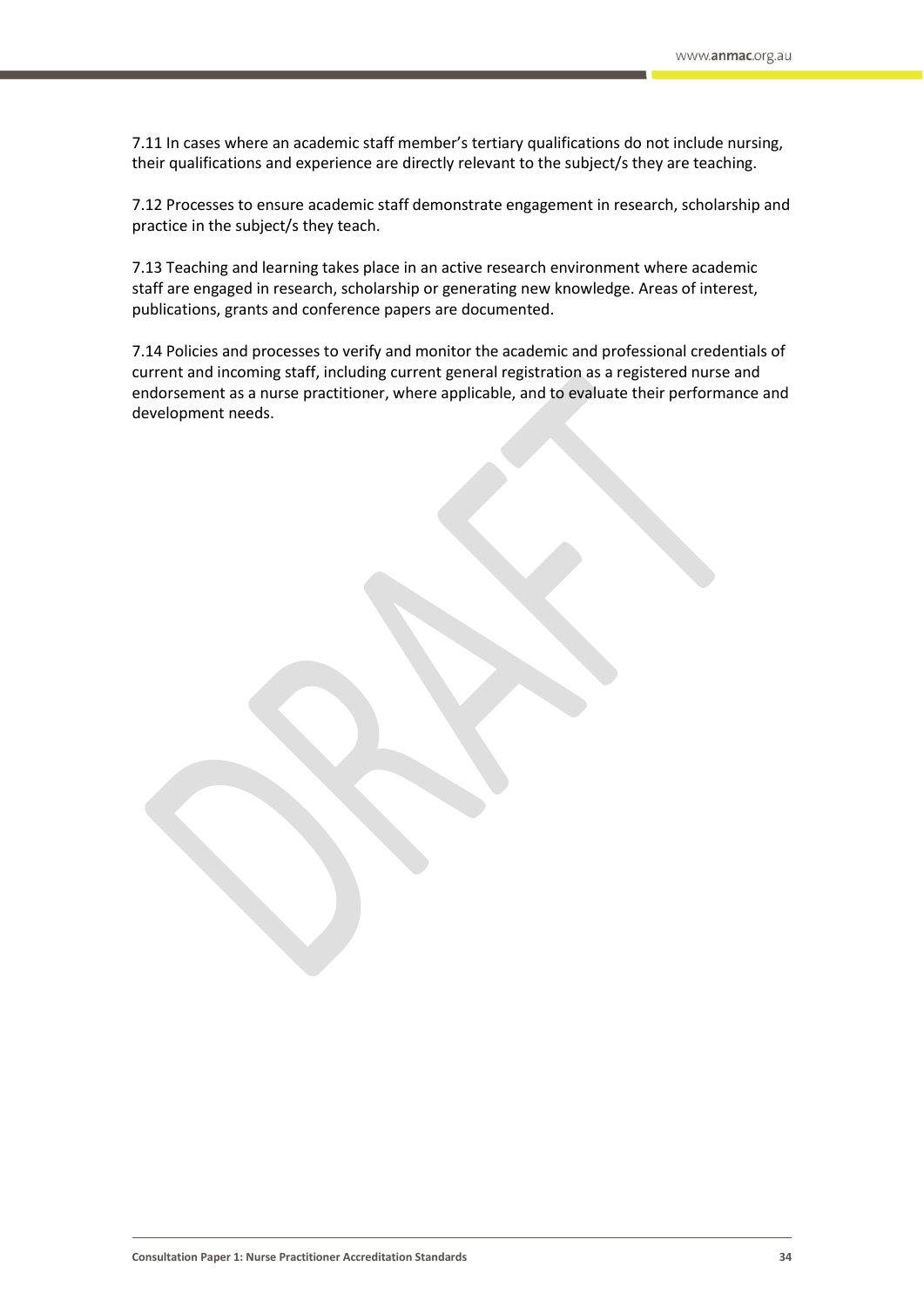7.11 In cases where an academic staff member's tertiary qualifications do not include nursing, their qualifications and experience are directly relevant to the subject/s they are teaching.

7.12 Processes to ensure academic staff demonstrate engagement in research, scholarship and practice in the subject/s they teach.

7.13 Teaching and learning takes place in an active research environment where academic staff are engaged in research, scholarship or generating new knowledge. Areas of interest, publications, grants and conference papers are documented.

7.14 Policies and processes to verify and monitor the academic and professional credentials of current and incoming staff, including current general registration as a registered nurse and endorsement as a nurse practitioner, where applicable, and to evaluate their performance and development needs.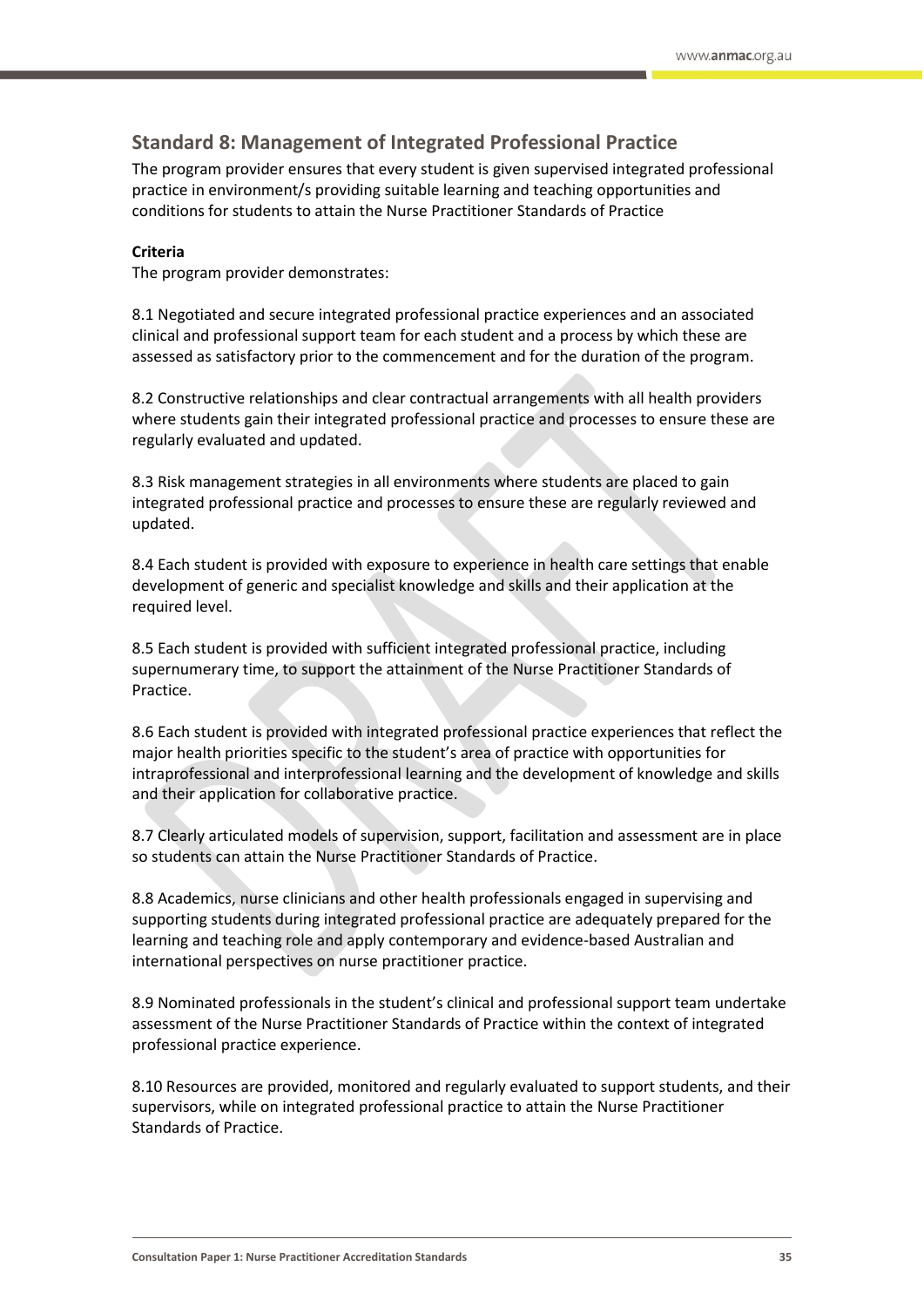## Standard 8: Management of Integrated Professional Practice

The program provider ensures that every student is given supervised integrated professional practice in environment/s providing suitable learning and teaching opportunities and conditions for students to attain the Nurse Practitioner Standards of Practice

**Criteria**

The program provider demonstrates:

8.1 Negotiated and secure integrated professional practice experiences and an associated clinical and professional support team for each student and a process by which these are assessed as satisfactory prior to the commencement and for the duration of the program.

8.2 Constructive relationships and clear contractual arrangements with all health providers where students gain their integrated professional practice and processes to ensure these are regularly evaluated and updated.

8.3 Risk management strategies in all environments where students are placed to gain integrated professional practice and processes to ensure these are regularly reviewed and updated.

8.4 Each student is provided with exposure to experience in health care settings that enable development of generic and specialist knowledge and skills and their application at the required level.

8.5 Each student is provided with sufficient integrated professional practice, including supernumerary time, to support the attainment of the Nurse Practitioner Standards of Practice.

8.6 Each student is provided with integrated professional practice experiences that reflect the major health priorities specific to the student's area of practice with opportunities for intraprofessional and interprofessional learning and the development of knowledge and skills and their application for collaborative practice.

8.7 Clearly articulated models of supervision, support, facilitation and assessment are in place so students can attain the Nurse Practitioner Standards of Practice.

8.8 Academics, nurse clinicians and other health professionals engaged in supervising and supporting students during integrated professional practice are adequately prepared for the learning and teaching role and apply contemporary and evidence-based Australian and international perspectives on nurse practitioner practice.

8.9 Nominated professionals in the student's clinical and professional support team undertake assessment of the Nurse Practitioner Standards of Practice within the context of integrated professional practice experience.

8.10 Resources are provided, monitored and regularly evaluated to support students, and their supervisors, while on integrated professional practice to attain the Nurse Practitioner Standards of Practice.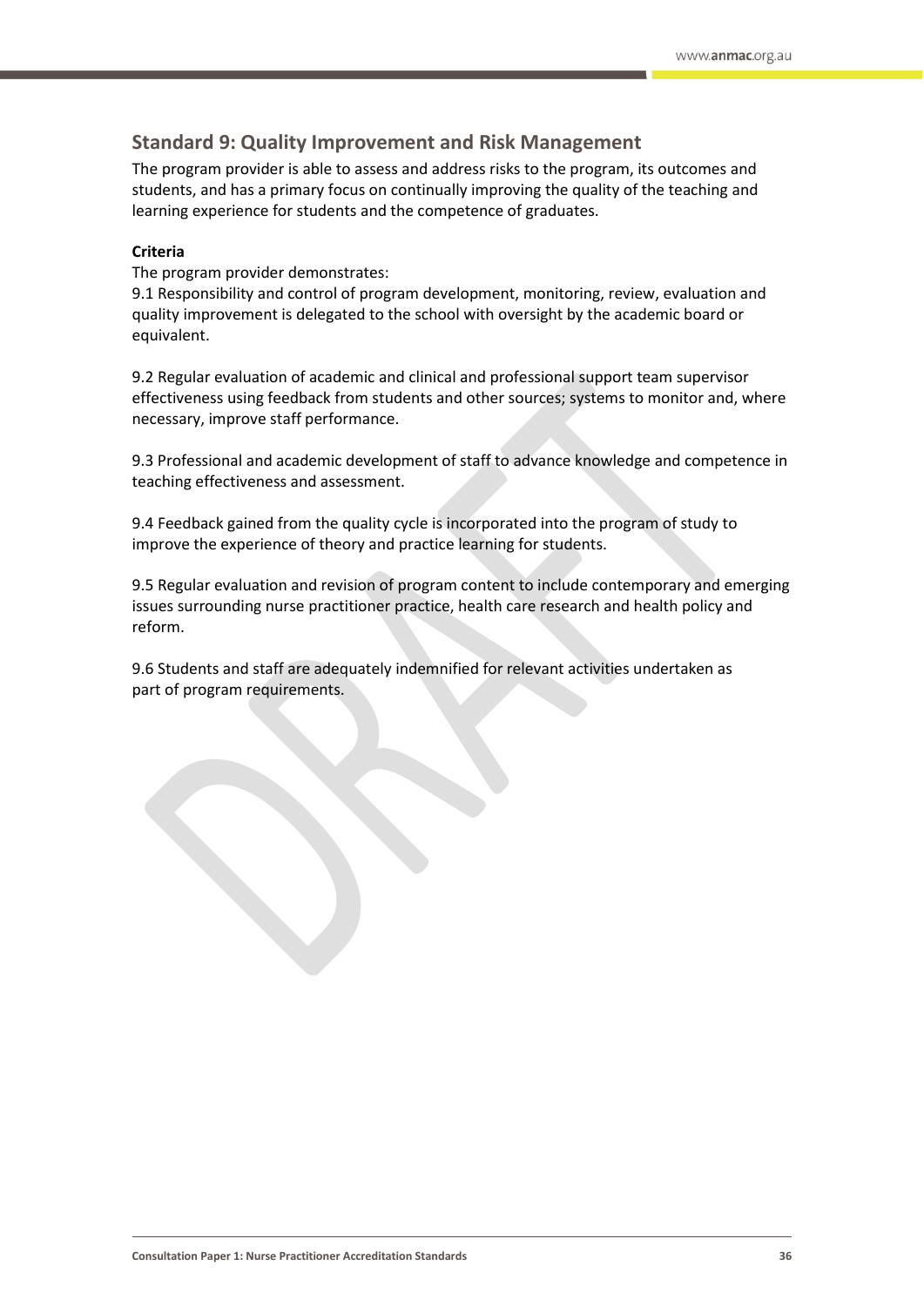## Standard 9: Quality Improvement and Risk Management

The program provider is able to assess and address risks to the program, its outcomes and students, and has a primary focus on continually improving the quality of the teaching and learning experience for students and the competence of graduates.

**Criteria**

The program provider demonstrates:

9.1 Responsibility and control of program development, monitoring, review, evaluation and quality improvement is delegated to the school with oversight by the academic board or equivalent.

9.2 Regular evaluation of academic and clinical and professional support team supervisor effectiveness using feedback from students and other sources; systems to monitor and, where necessary, improve staff performance.

9.3 Professional and academic development of staff to advance knowledge and competence in teaching effectiveness and assessment.

9.4 Feedback gained from the quality cycle is incorporated into the program of study to improve the experience of theory and practice learning for students.

9.5 Regular evaluation and revision of program content to include contemporary and emerging issues surrounding nurse practitioner practice, health care research and health policy and reform.

9.6 Students and staff are adequately indemnified for relevant activities undertaken as part of program requirements.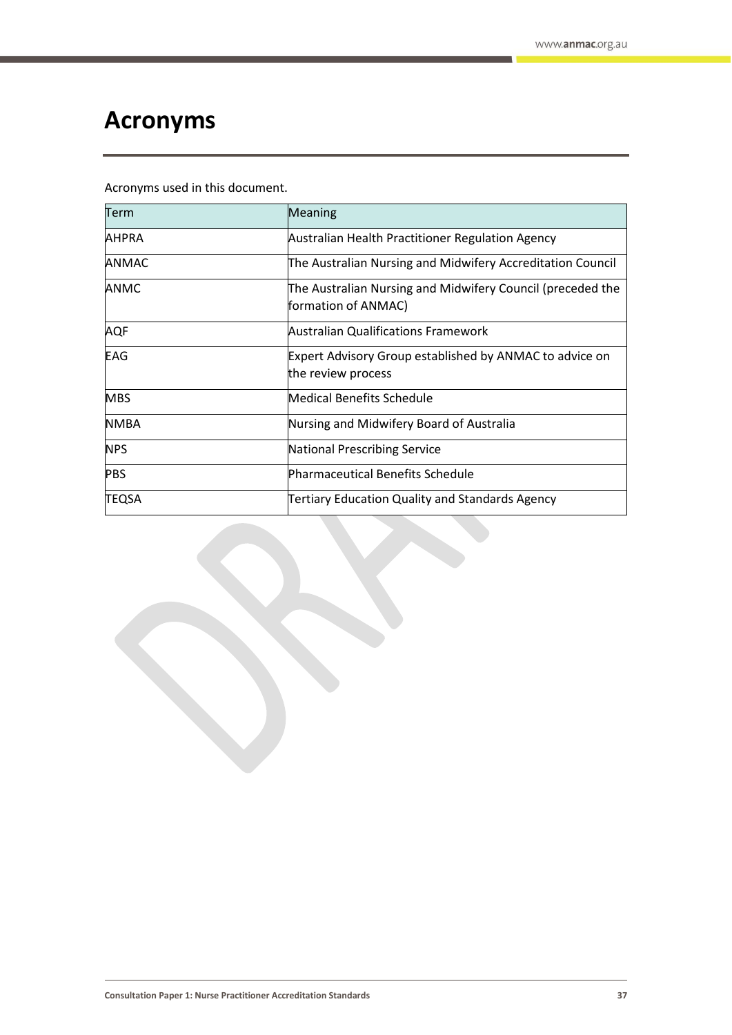# Acronyms

Acronyms used in this document.

| Term | Meaning |
|---|---|
| AHPRA | Australian Health Practitioner Regulation Agency |
| ANMAC | The Australian Nursing and Midwifery Accreditation Council |
| ANMC | The Australian Nursing and Midwifery Council (preceded the formation of ANMAC) |
| AQF | Australian Qualifications Framework |
| EAG | Expert Advisory Group established by ANMAC to advice on the review process |
| MBS | Medical Benefits Schedule |
| NMBA | Nursing and Midwifery Board of Australia |
| NPS | National Prescribing Service |
| PBS | Pharmaceutical Benefits Schedule |
| TEQSA | Tertiary Education Quality and Standards Agency |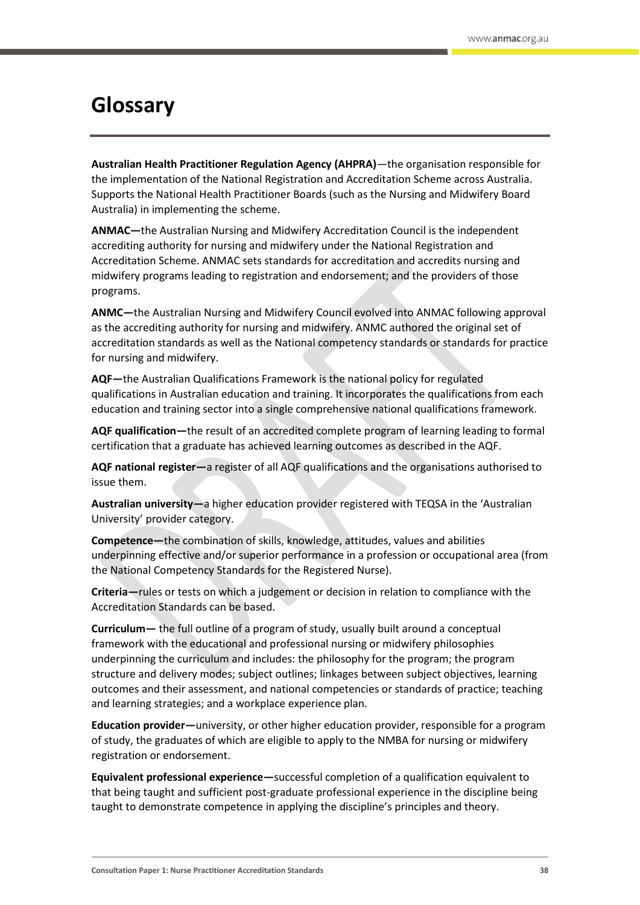# Glossary

**Australian Health Practitioner Regulation Agency (AHPRA)**—the organisation responsible for the implementation of the National Registration and Accreditation Scheme across Australia. Supports the National Health Practitioner Boards (such as the Nursing and Midwifery Board Australia) in implementing the scheme.

**ANMAC—**the Australian Nursing and Midwifery Accreditation Council is the independent accrediting authority for nursing and midwifery under the National Registration and Accreditation Scheme. ANMAC sets standards for accreditation and accredits nursing and midwifery programs leading to registration and endorsement; and the providers of those programs.

**ANMC—**the Australian Nursing and Midwifery Council evolved into ANMAC following approval as the accrediting authority for nursing and midwifery. ANMC authored the original set of accreditation standards as well as the National competency standards or standards for practice for nursing and midwifery.

**AQF—**the Australian Qualifications Framework is the national policy for regulated qualifications in Australian education and training. It incorporates the qualifications from each education and training sector into a single comprehensive national qualifications framework.

**AQF qualification—**the result of an accredited complete program of learning leading to formal certification that a graduate has achieved learning outcomes as described in the AQF.

**AQF national register—**a register of all AQF qualifications and the organisations authorised to issue them.

**Australian university—**a higher education provider registered with TEQSA in the 'Australian University' provider category.

**Competence—**the combination of skills, knowledge, attitudes, values and abilities underpinning effective and/or superior performance in a profession or occupational area (from the National Competency Standards for the Registered Nurse).

**Criteria—**rules or tests on which a judgement or decision in relation to compliance with the Accreditation Standards can be based.

**Curriculum—** the full outline of a program of study, usually built around a conceptual framework with the educational and professional nursing or midwifery philosophies underpinning the curriculum and includes: the philosophy for the program; the program structure and delivery modes; subject outlines; linkages between subject objectives, learning outcomes and their assessment, and national competencies or standards of practice; teaching and learning strategies; and a workplace experience plan.

**Education provider—**university, or other higher education provider, responsible for a program of study, the graduates of which are eligible to apply to the NMBA for nursing or midwifery registration or endorsement.

**Equivalent professional experience—**successful completion of a qualification equivalent to that being taught and sufficient post-graduate professional experience in the discipline being taught to demonstrate competence in applying the discipline's principles and theory.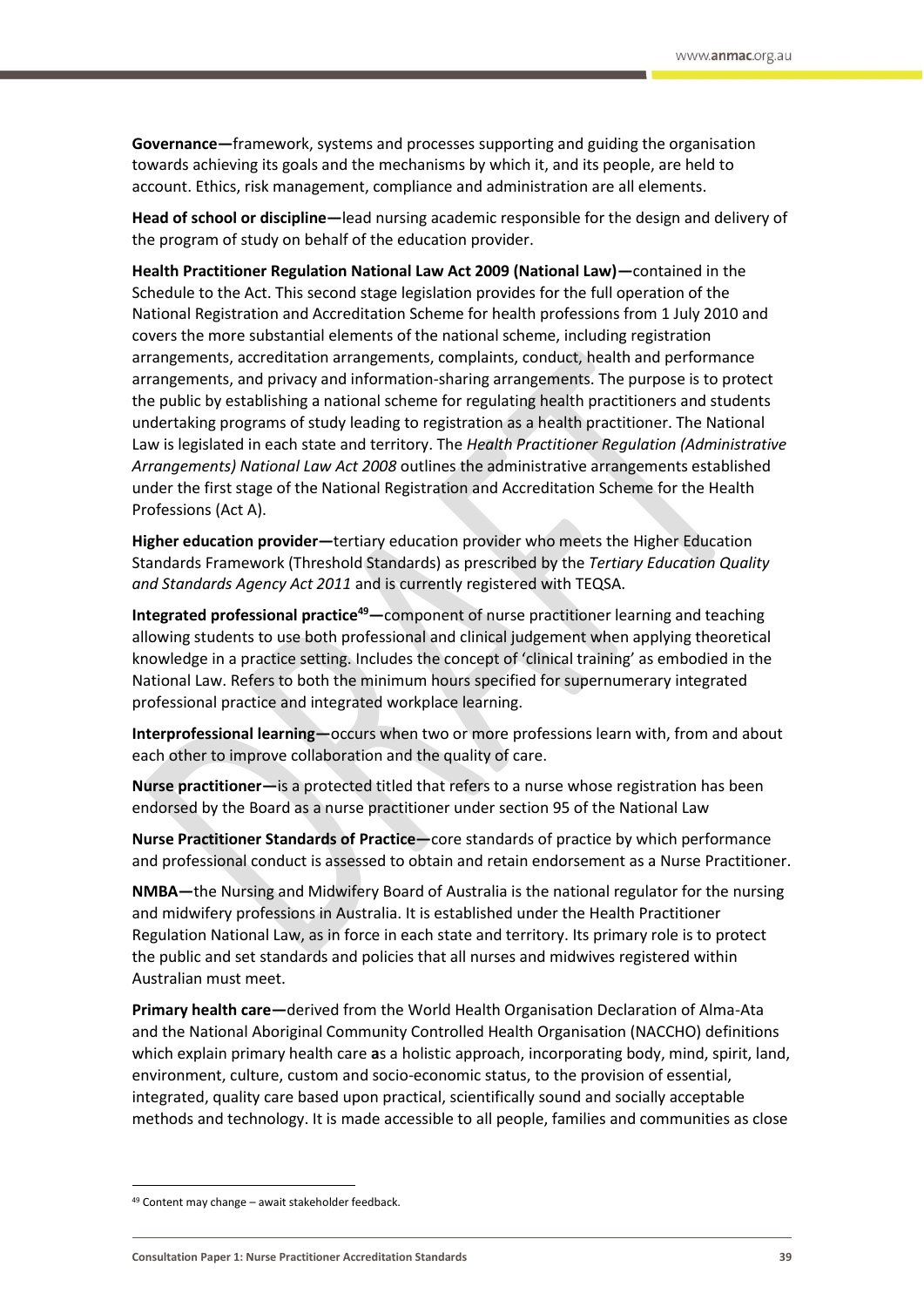**Governance—**framework, systems and processes supporting and guiding the organisation towards achieving its goals and the mechanisms by which it, and its people, are held to account. Ethics, risk management, compliance and administration are all elements.

**Head of school or discipline—**lead nursing academic responsible for the design and delivery of the program of study on behalf of the education provider.

**Health Practitioner Regulation National Law Act 2009 (National Law)—**contained in the Schedule to the Act. This second stage legislation provides for the full operation of the National Registration and Accreditation Scheme for health professions from 1 July 2010 and covers the more substantial elements of the national scheme, including registration arrangements, accreditation arrangements, complaints, conduct, health and performance arrangements, and privacy and information-sharing arrangements. The purpose is to protect the public by establishing a national scheme for regulating health practitioners and students undertaking programs of study leading to registration as a health practitioner. The National Law is legislated in each state and territory. The *Health Practitioner Regulation (Administrative Arrangements) National Law Act 2008* outlines the administrative arrangements established under the first stage of the National Registration and Accreditation Scheme for the Health Professions (Act A).

**Higher education provider—**tertiary education provider who meets the Higher Education Standards Framework (Threshold Standards) as prescribed by the *Tertiary Education Quality and Standards Agency Act 2011* and is currently registered with TEQSA.

**Integrated professional practice[49]—**component of nurse practitioner learning and teaching allowing students to use both professional and clinical judgement when applying theoretical knowledge in a practice setting. Includes the concept of 'clinical training' as embodied in the National Law. Refers to both the minimum hours specified for supernumerary integrated professional practice and integrated workplace learning.

**Interprofessional learning—**occurs when two or more professions learn with, from and about each other to improve collaboration and the quality of care.

**Nurse practitioner—**is a protected titled that refers to a nurse whose registration has been endorsed by the Board as a nurse practitioner under section 95 of the National Law

**Nurse Practitioner Standards of Practice—**core standards of practice by which performance and professional conduct is assessed to obtain and retain endorsement as a Nurse Practitioner.

**NMBA—**the Nursing and Midwifery Board of Australia is the national regulator for the nursing and midwifery professions in Australia. It is established under the Health Practitioner Regulation National Law, as in force in each state and territory. Its primary role is to protect the public and set standards and policies that all nurses and midwives registered within Australian must meet.

**Primary health care—**derived from the World Health Organisation Declaration of Alma-Ata and the National Aboriginal Community Controlled Health Organisation (NACCHO) definitions which explain primary health care as a holistic approach, incorporating body, mind, spirit, land, environment, culture, custom and socio-economic status, to the provision of essential, integrated, quality care based upon practical, scientifically sound and socially acceptable methods and technology. It is made accessible to all people, families and communities as close

[49] Content may change – await stakeholder feedback.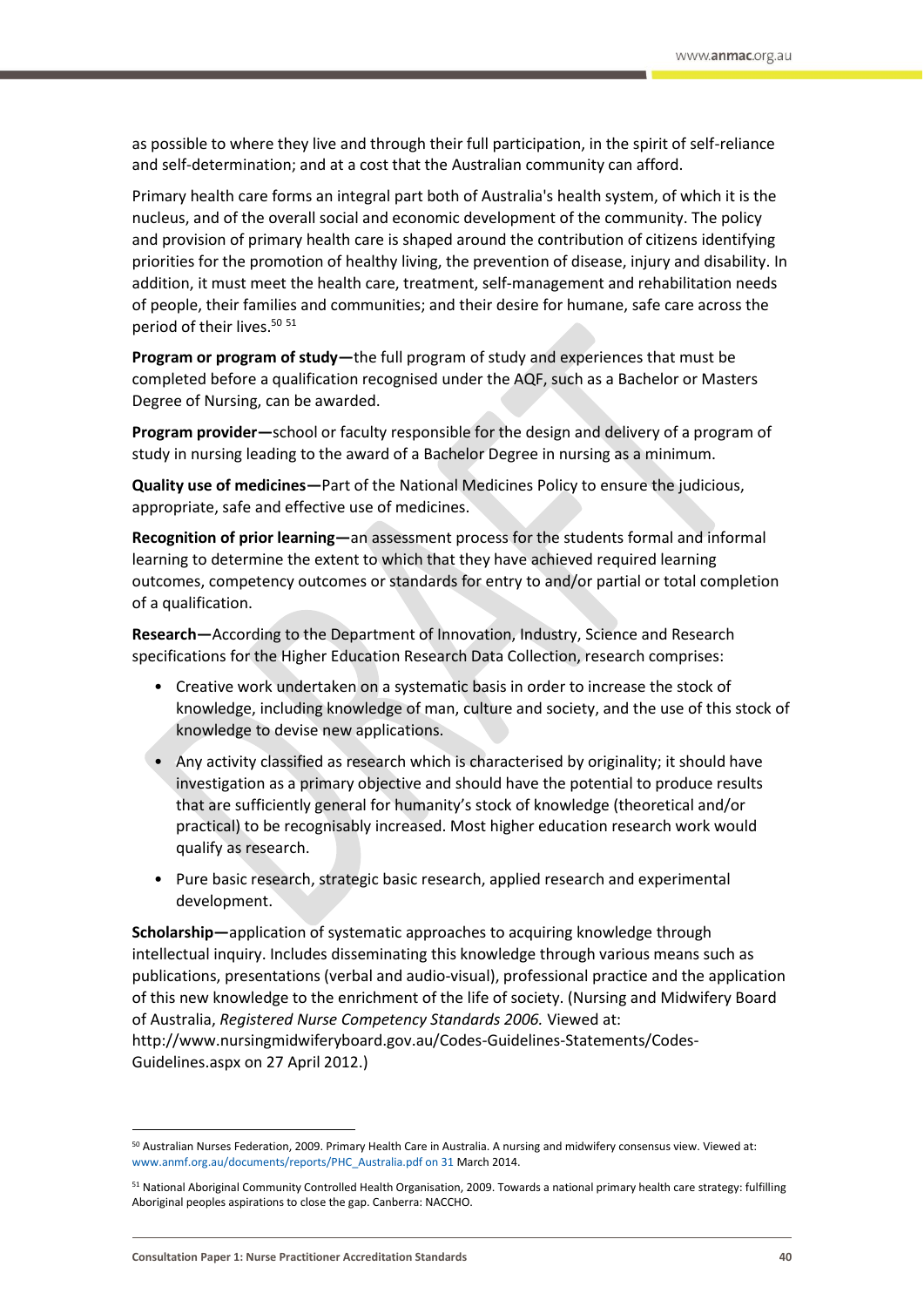as possible to where they live and through their full participation, in the spirit of self-reliance and self-determination; and at a cost that the Australian community can afford.

Primary health care forms an integral part both of Australia's health system, of which it is the nucleus, and of the overall social and economic development of the community. The policy and provision of primary health care is shaped around the contribution of citizens identifying priorities for the promotion of healthy living, the prevention of disease, injury and disability. In addition, it must meet the health care, treatment, self-management and rehabilitation needs of people, their families and communities; and their desire for humane, safe care across the period of their lives.[50] [51]

**Program or program of study—**the full program of study and experiences that must be completed before a qualification recognised under the AQF, such as a Bachelor or Masters Degree of Nursing, can be awarded.

**Program provider—**school or faculty responsible for the design and delivery of a program of study in nursing leading to the award of a Bachelor Degree in nursing as a minimum.

**Quality use of medicines—**Part of the National Medicines Policy to ensure the judicious, appropriate, safe and effective use of medicines.

**Recognition of prior learning—**an assessment process for the students formal and informal learning to determine the extent to which that they have achieved required learning outcomes, competency outcomes or standards for entry to and/or partial or total completion of a qualification.

**Research—**According to the Department of Innovation, Industry, Science and Research specifications for the Higher Education Research Data Collection, research comprises:

- Creative work undertaken on a systematic basis in order to increase the stock of knowledge, including knowledge of man, culture and society, and the use of this stock of knowledge to devise new applications.
- Any activity classified as research which is characterised by originality; it should have investigation as a primary objective and should have the potential to produce results that are sufficiently general for humanity's stock of knowledge (theoretical and/or practical) to be recognisably increased. Most higher education research work would qualify as research.
- Pure basic research, strategic basic research, applied research and experimental development.

**Scholarship—**application of systematic approaches to acquiring knowledge through intellectual inquiry. Includes disseminating this knowledge through various means such as publications, presentations (verbal and audio-visual), professional practice and the application of this new knowledge to the enrichment of the life of society. (Nursing and Midwifery Board of Australia, *Registered Nurse Competency Standards 2006.* Viewed at: http://www.nursingmidwiferyboard.gov.au/Codes-Guidelines-Statements/Codes-Guidelines.aspx on 27 April 2012.)

---

[50] Australian Nurses Federation, 2009. Primary Health Care in Australia. A nursing and midwifery consensus view. Viewed at: www.anmf.org.au/documents/reports/PHC_Australia.pdf on 31 March 2014.

[51] National Aboriginal Community Controlled Health Organisation, 2009. Towards a national primary health care strategy: fulfilling Aboriginal peoples aspirations to close the gap. Canberra: NACCHO.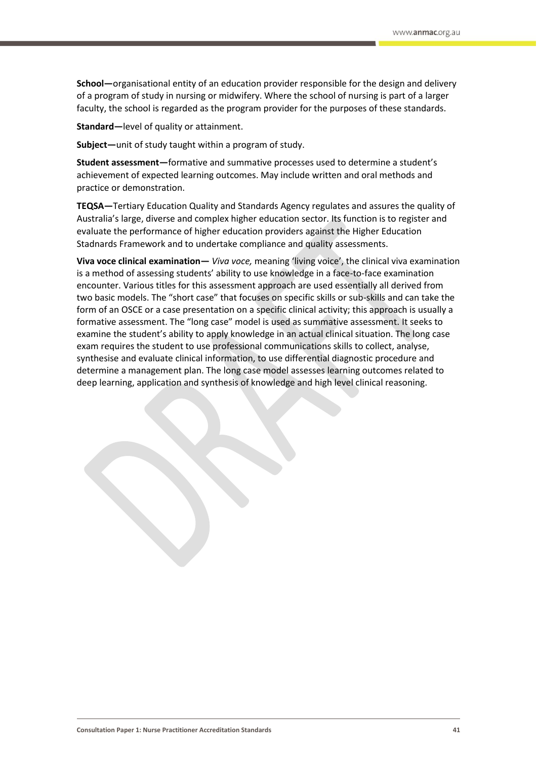**School—**organisational entity of an education provider responsible for the design and delivery of a program of study in nursing or midwifery. Where the school of nursing is part of a larger faculty, the school is regarded as the program provider for the purposes of these standards.

**Standard—**level of quality or attainment.

**Subject—**unit of study taught within a program of study.

**Student assessment—**formative and summative processes used to determine a student's achievement of expected learning outcomes. May include written and oral methods and practice or demonstration.

**TEQSA—**Tertiary Education Quality and Standards Agency regulates and assures the quality of Australia's large, diverse and complex higher education sector. Its function is to register and evaluate the performance of higher education providers against the Higher Education Stadnards Framework and to undertake compliance and quality assessments.

**Viva voce clinical examination—** *Viva voce,* meaning 'living voice', the clinical viva examination is a method of assessing students' ability to use knowledge in a face-to-face examination encounter. Various titles for this assessment approach are used essentially all derived from two basic models. The "short case" that focuses on specific skills or sub-skills and can take the form of an OSCE or a case presentation on a specific clinical activity; this approach is usually a formative assessment. The "long case" model is used as summative assessment. It seeks to examine the student's ability to apply knowledge in an actual clinical situation. The long case exam requires the student to use professional communications skills to collect, analyse, synthesise and evaluate clinical information, to use differential diagnostic procedure and determine a management plan. The long case model assesses learning outcomes related to deep learning, application and synthesis of knowledge and high level clinical reasoning.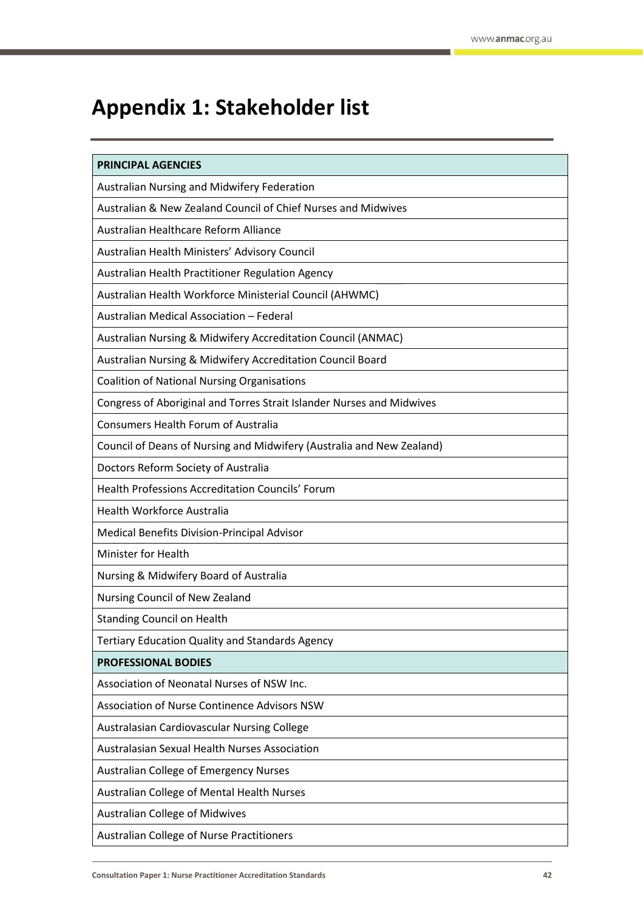# Appendix 1: Stakeholder list

| PRINCIPAL AGENCIES |
|---|
| Australian Nursing and Midwifery Federation |
| Australian & New Zealand Council of Chief Nurses and Midwives |
| Australian Healthcare Reform Alliance |
| Australian Health Ministers' Advisory Council |
| Australian Health Practitioner Regulation Agency |
| Australian Health Workforce Ministerial Council (AHWMC) |
| Australian Medical Association – Federal |
| Australian Nursing & Midwifery Accreditation Council (ANMAC) |
| Australian Nursing & Midwifery Accreditation Council Board |
| Coalition of National Nursing Organisations |
| Congress of Aboriginal and Torres Strait Islander Nurses and Midwives |
| Consumers Health Forum of Australia |
| Council of Deans of Nursing and Midwifery (Australia and New Zealand) |
| Doctors Reform Society of Australia |
| Health Professions Accreditation Councils' Forum |
| Health Workforce Australia |
| Medical Benefits Division-Principal Advisor |
| Minister for Health |
| Nursing & Midwifery Board of Australia |
| Nursing Council of New Zealand |
| Standing Council on Health |
| Tertiary Education Quality and Standards Agency |
| **PROFESSIONAL BODIES** |
| Association of Neonatal Nurses of NSW Inc. |
| Association of Nurse Continence Advisors NSW |
| Australasian Cardiovascular Nursing College |
| Australasian Sexual Health Nurses Association |
| Australian College of Emergency Nurses |
| Australian College of Mental Health Nurses |
| Australian College of Midwives |
| Australian College of Nurse Practitioners |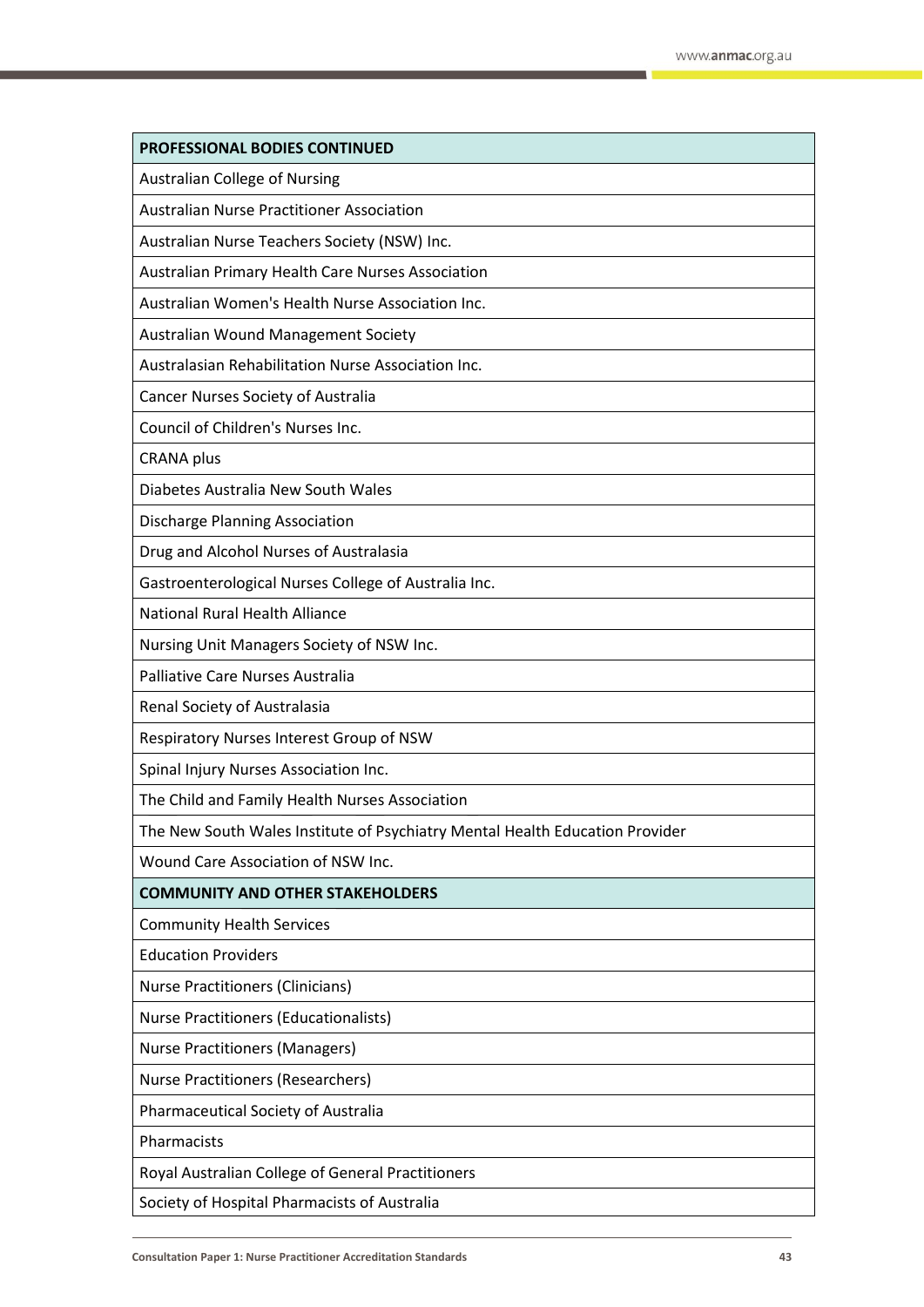| PROFESSIONAL BODIES CONTINUED |
| --- |
| Australian College of Nursing |
| Australian Nurse Practitioner Association |
| Australian Nurse Teachers Society (NSW) Inc. |
| Australian Primary Health Care Nurses Association |
| Australian Women's Health Nurse Association Inc. |
| Australian Wound Management Society |
| Australasian Rehabilitation Nurse Association Inc. |
| Cancer Nurses Society of Australia |
| Council of Children's Nurses Inc. |
| CRANA plus |
| Diabetes Australia New South Wales |
| Discharge Planning Association |
| Drug and Alcohol Nurses of Australasia |
| Gastroenterological Nurses College of Australia Inc. |
| National Rural Health Alliance |
| Nursing Unit Managers Society of NSW Inc. |
| Palliative Care Nurses Australia |
| Renal Society of Australasia |
| Respiratory Nurses Interest Group of NSW |
| Spinal Injury Nurses Association Inc. |
| The Child and Family Health Nurses Association |
| The New South Wales Institute of Psychiatry Mental Health Education Provider |
| Wound Care Association of NSW Inc. |
| **COMMUNITY AND OTHER STAKEHOLDERS** |
| Community Health Services |
| Education Providers |
| Nurse Practitioners (Clinicians) |
| Nurse Practitioners (Educationalists) |
| Nurse Practitioners (Managers) |
| Nurse Practitioners (Researchers) |
| Pharmaceutical Society of Australia |
| Pharmacists |
| Royal Australian College of General Practitioners |
| Society of Hospital Pharmacists of Australia |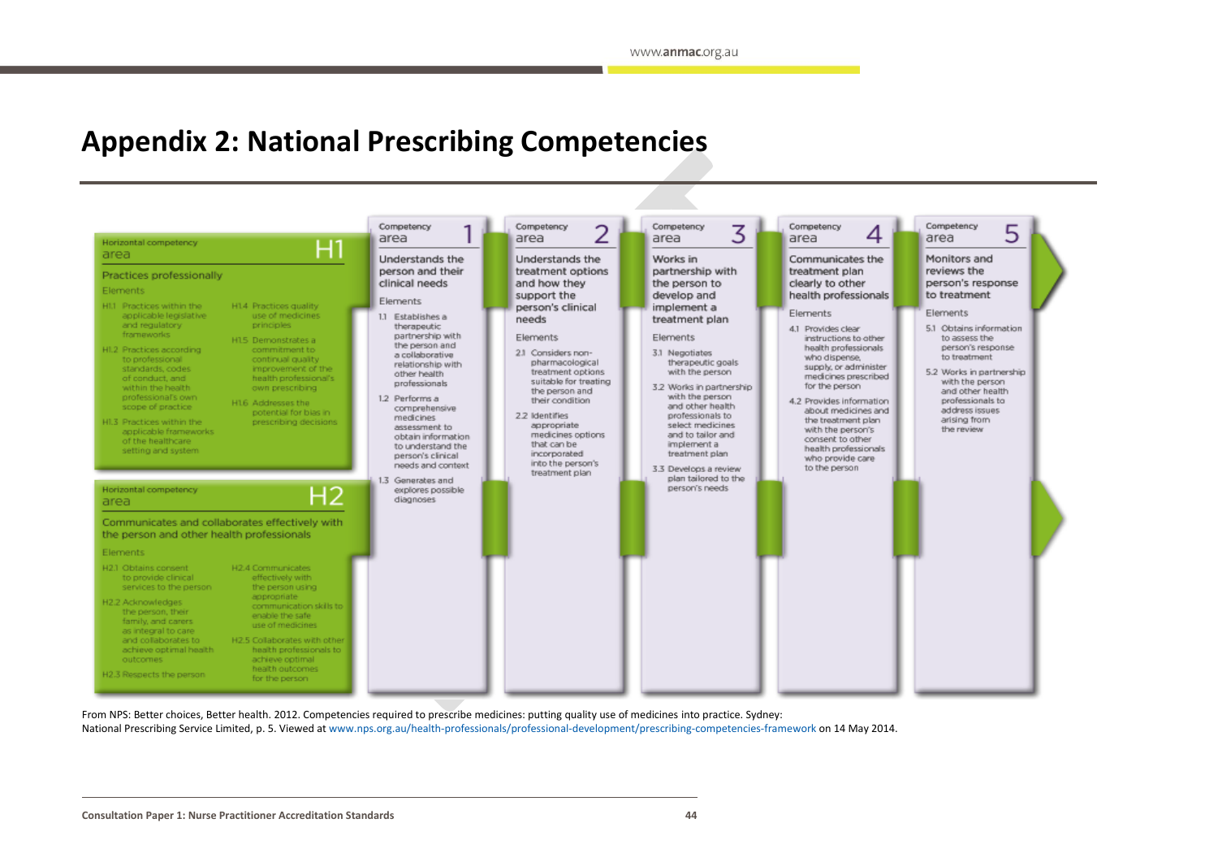# Appendix 2: National Prescribing Competencies

**Horizontal competency area H1**

**Practices professionally**

Elements

- H1.1 Practices within the applicable legislative and regulatory frameworks
- H1.2 Practices according to professional standards, codes of conduct, and within the health professional's own scope of practice
- H1.3 Practices within the applicable frameworks of the healthcare setting and system
- H1.4 Practices quality use of medicines principles
- H1.5 Demonstrates a commitment to continual quality improvement of the health professional's own prescribing
- H1.6 Addresses the potential for bias in prescribing decisions

**Horizontal competency area H2**

**Communicates and collaborates effectively with the person and other health professionals**

Elements

- H2.1 Obtains consent to provide clinical services to the person
- H2.2 Acknowledges the person, their family, and carers as integral to care and collaborates to achieve optimal health outcomes
- H2.3 Respects the person
- H2.4 Communicates effectively with the person using appropriate communication skills to enable the safe use of medicines
- H2.5 Collaborates with other health professionals to achieve optimal health outcomes for the person

**Competency area 1**

**Understands the person and their clinical needs**

Elements

- 1.1 Establishes a therapeutic partnership with the person and a collaborative relationship with other health professionals
- 1.2 Performs a comprehensive medicines assessment to obtain information to understand the person's clinical needs and context
- 1.3 Generates and explores possible diagnoses

**Competency area 2**

**Understands the treatment options and how they support the person's clinical needs**

Elements

- 2.1 Considers non-pharmacological therapeutic treatment options suitable for treating the person and their condition
- 2.2 Identifies appropriate medicines options that can be incorporated into the person's treatment plan

**Competency area 3**

**Works in partnership with the person to develop and implement a treatment plan**

Elements

- 3.1 Negotiates therapeutic goals with the person
- 3.2 Works in partnership with the person and other health professionals to select medicines and to tailor and implement a treatment plan
- 3.3 Develops a review plan tailored to the person's needs

**Competency area 4**

**Communicates the treatment plan clearly to other health professionals**

Elements

- 4.1 Provides clear instructions to other health professionals who dispense, supply, or administer medicines prescribed for the person
- 4.2 Provides information about medicines and the treatment plan with the person's consent to other health professionals who provide care to the person

**Competency area 5**

**Monitors and reviews the person's response to treatment**

Elements

- 5.1 Obtains information to assess the person's response to treatment
- 5.2 Works in partnership with the person and other health professionals to address issues arising from the review

From NPS: Better choices, Better health. 2012. Competencies required to prescribe medicines: putting quality use of medicines into practice. Sydney: National Prescribing Service Limited, p. 5. Viewed at www.nps.org.au/health-professionals/professional-development/prescribing-competencies-framework on 14 May 2014.